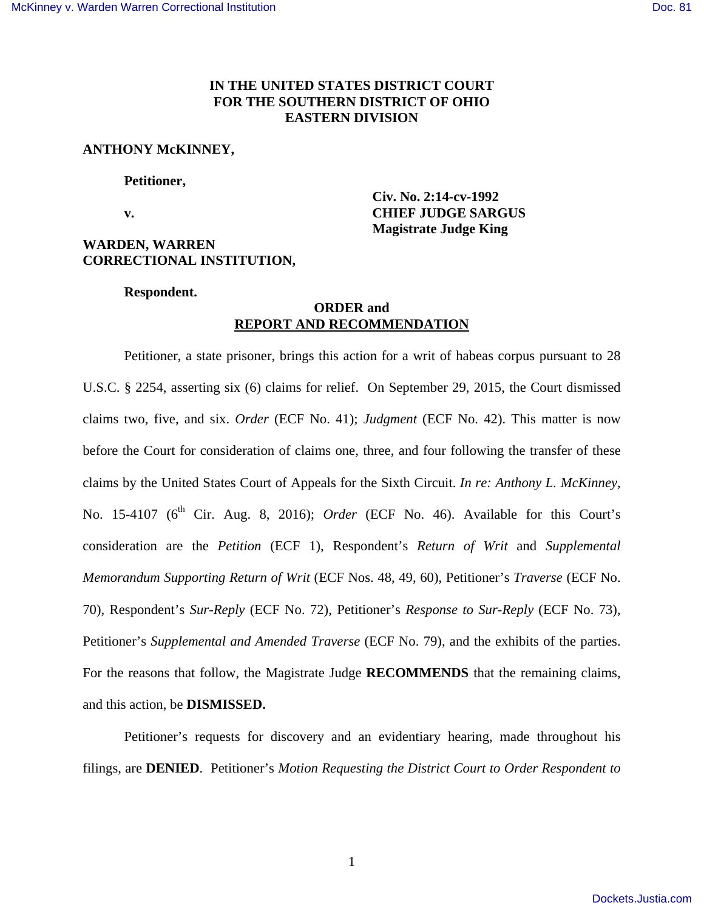**IN THE UNITED STATES DISTRICT COURT**
**FOR THE SOUTHERN DISTRICT OF OHIO**
**EASTERN DIVISION**

**ANTHONY McKINNEY,**

**Petitioner,**

**v.**

**Civ. No. 2:14-cv-1992**
**CHIEF JUDGE SARGUS**
**Magistrate Judge King**

**WARDEN, WARREN CORRECTIONAL INSTITUTION,**

**Respondent.**

**ORDER and**
**REPORT AND RECOMMENDATION**

Petitioner, a state prisoner, brings this action for a writ of habeas corpus pursuant to 28 U.S.C. § 2254, asserting six (6) claims for relief. On September 29, 2015, the Court dismissed claims two, five, and six. *Order* (ECF No. 41); *Judgment* (ECF No. 42). This matter is now before the Court for consideration of claims one, three, and four following the transfer of these claims by the United States Court of Appeals for the Sixth Circuit. *In re: Anthony L. McKinney*, No. 15-4107 (6th Cir. Aug. 8, 2016); *Order* (ECF No. 46). Available for this Court's consideration are the *Petition* (ECF 1), Respondent's *Return of Writ* and *Supplemental Memorandum Supporting Return of Writ* (ECF Nos. 48, 49, 60), Petitioner's *Traverse* (ECF No. 70), Respondent's *Sur-Reply* (ECF No. 72), Petitioner's *Response to Sur-Reply* (ECF No. 73), Petitioner's *Supplemental and Amended Traverse* (ECF No. 79), and the exhibits of the parties. For the reasons that follow, the Magistrate Judge **RECOMMENDS** that the remaining claims, and this action, be **DISMISSED.**

Petitioner's requests for discovery and an evidentiary hearing, made throughout his filings, are **DENIED**. Petitioner's *Motion Requesting the District Court to Order Respondent to*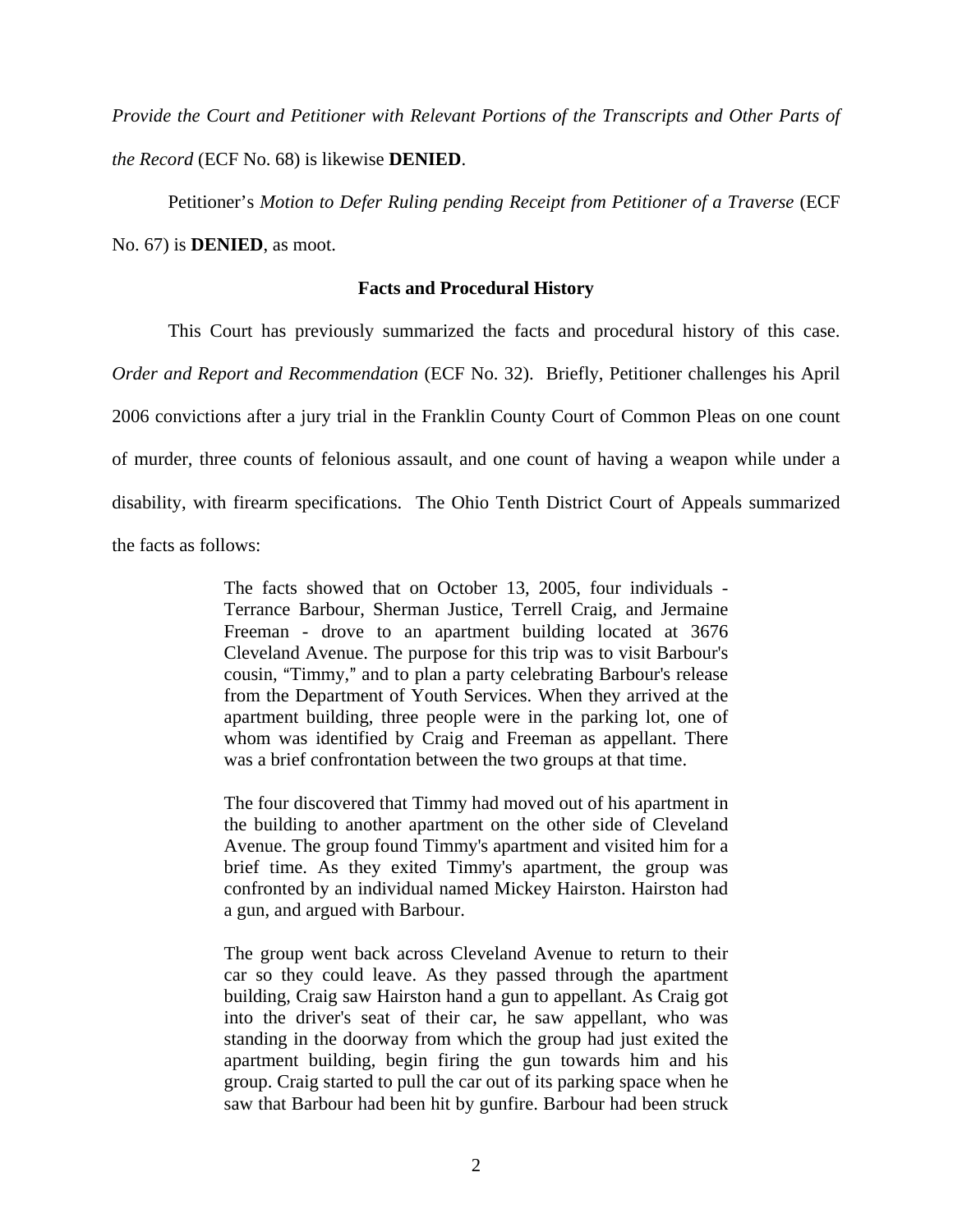*Provide the Court and Petitioner with Relevant Portions of the Transcripts and Other Parts of the Record* (ECF No. 68) is likewise **DENIED**.

Petitioner's *Motion to Defer Ruling pending Receipt from Petitioner of a Traverse* (ECF No. 67) is **DENIED**, as moot.

**Facts and Procedural History**

This Court has previously summarized the facts and procedural history of this case. *Order and Report and Recommendation* (ECF No. 32). Briefly, Petitioner challenges his April 2006 convictions after a jury trial in the Franklin County Court of Common Pleas on one count of murder, three counts of felonious assault, and one count of having a weapon while under a disability, with firearm specifications. The Ohio Tenth District Court of Appeals summarized the facts as follows:

> The facts showed that on October 13, 2005, four individuals - Terrance Barbour, Sherman Justice, Terrell Craig, and Jermaine Freeman - drove to an apartment building located at 3676 Cleveland Avenue. The purpose for this trip was to visit Barbour's cousin, "Timmy," and to plan a party celebrating Barbour's release from the Department of Youth Services. When they arrived at the apartment building, three people were in the parking lot, one of whom was identified by Craig and Freeman as appellant. There was a brief confrontation between the two groups at that time.
>
> The four discovered that Timmy had moved out of his apartment in the building to another apartment on the other side of Cleveland Avenue. The group found Timmy's apartment and visited him for a brief time. As they exited Timmy's apartment, the group was confronted by an individual named Mickey Hairston. Hairston had a gun, and argued with Barbour.
>
> The group went back across Cleveland Avenue to return to their car so they could leave. As they passed through the apartment building, Craig saw Hairston hand a gun to appellant. As Craig got into the driver's seat of their car, he saw appellant, who was standing in the doorway from which the group had just exited the apartment building, begin firing the gun towards him and his group. Craig started to pull the car out of its parking space when he saw that Barbour had been hit by gunfire. Barbour had been struck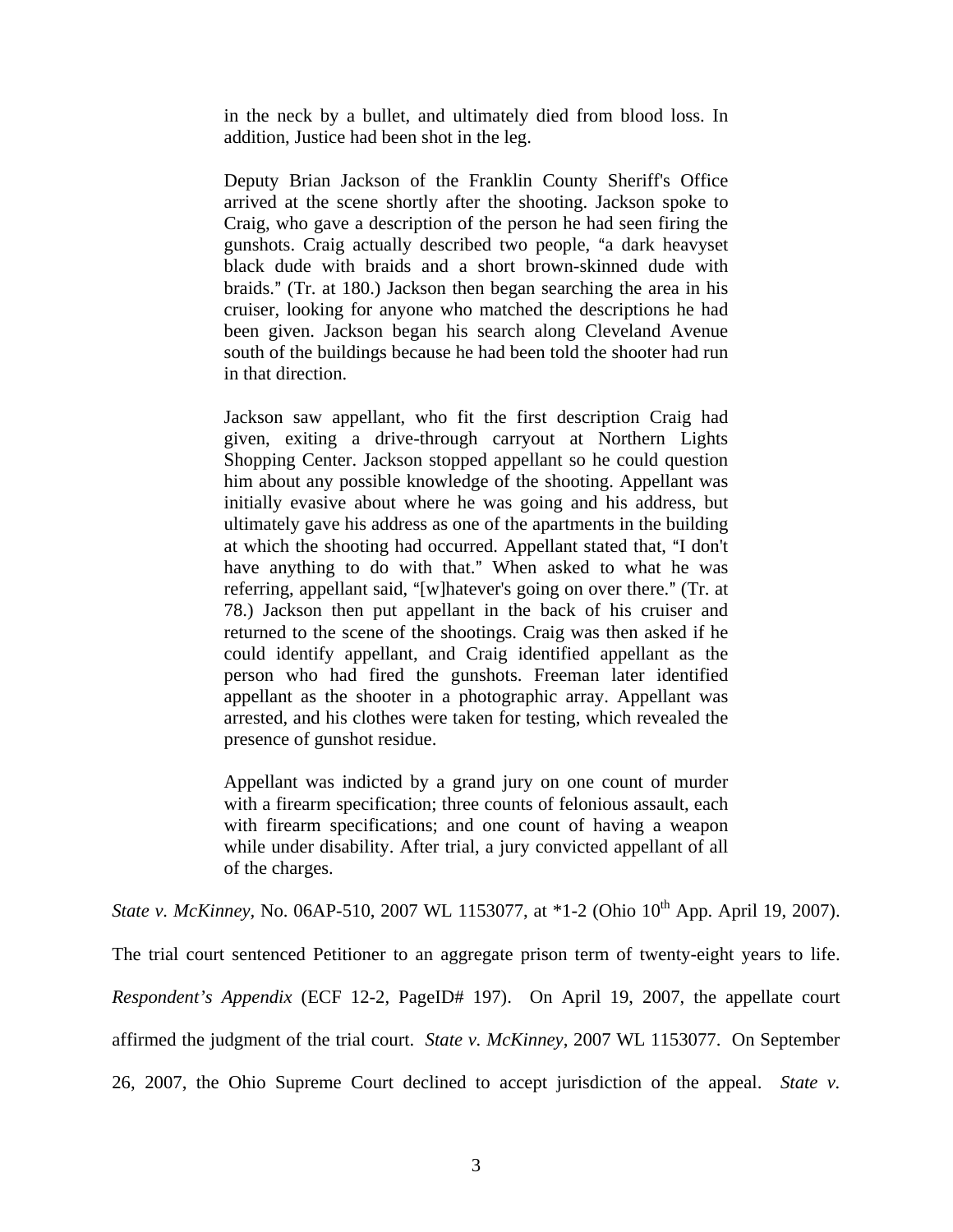> in the neck by a bullet, and ultimately died from blood loss. In addition, Justice had been shot in the leg.
>
> Deputy Brian Jackson of the Franklin County Sheriff's Office arrived at the scene shortly after the shooting. Jackson spoke to Craig, who gave a description of the person he had seen firing the gunshots. Craig actually described two people, "a dark heavyset black dude with braids and a short brown-skinned dude with braids." (Tr. at 180.) Jackson then began searching the area in his cruiser, looking for anyone who matched the descriptions he had been given. Jackson began his search along Cleveland Avenue south of the buildings because he had been told the shooter had run in that direction.
>
> Jackson saw appellant, who fit the first description Craig had given, exiting a drive-through carryout at Northern Lights Shopping Center. Jackson stopped appellant so he could question him about any possible knowledge of the shooting. Appellant was initially evasive about where he was going and his address, but ultimately gave his address as one of the apartments in the building at which the shooting had occurred. Appellant stated that, "I don't have anything to do with that." When asked to what he was referring, appellant said, "[w]hatever's going on over there." (Tr. at 78.) Jackson then put appellant in the back of his cruiser and returned to the scene of the shootings. Craig was then asked if he could identify appellant, and Craig identified appellant as the person who had fired the gunshots. Freeman later identified appellant as the shooter in a photographic array. Appellant was arrested, and his clothes were taken for testing, which revealed the presence of gunshot residue.
>
> Appellant was indicted by a grand jury on one count of murder with a firearm specification; three counts of felonious assault, each with firearm specifications; and one count of having a weapon while under disability. After trial, a jury convicted appellant of all of the charges.

*State v. McKinney*, No. 06AP-510, 2007 WL 1153077, at *1-2 (Ohio 10th App. April 19, 2007). The trial court sentenced Petitioner to an aggregate prison term of twenty-eight years to life. *Respondent's Appendix* (ECF 12-2, PageID# 197). On April 19, 2007, the appellate court affirmed the judgment of the trial court. *State v. McKinney*, 2007 WL 1153077. On September 26, 2007, the Ohio Supreme Court declined to accept jurisdiction of the appeal. *State v.*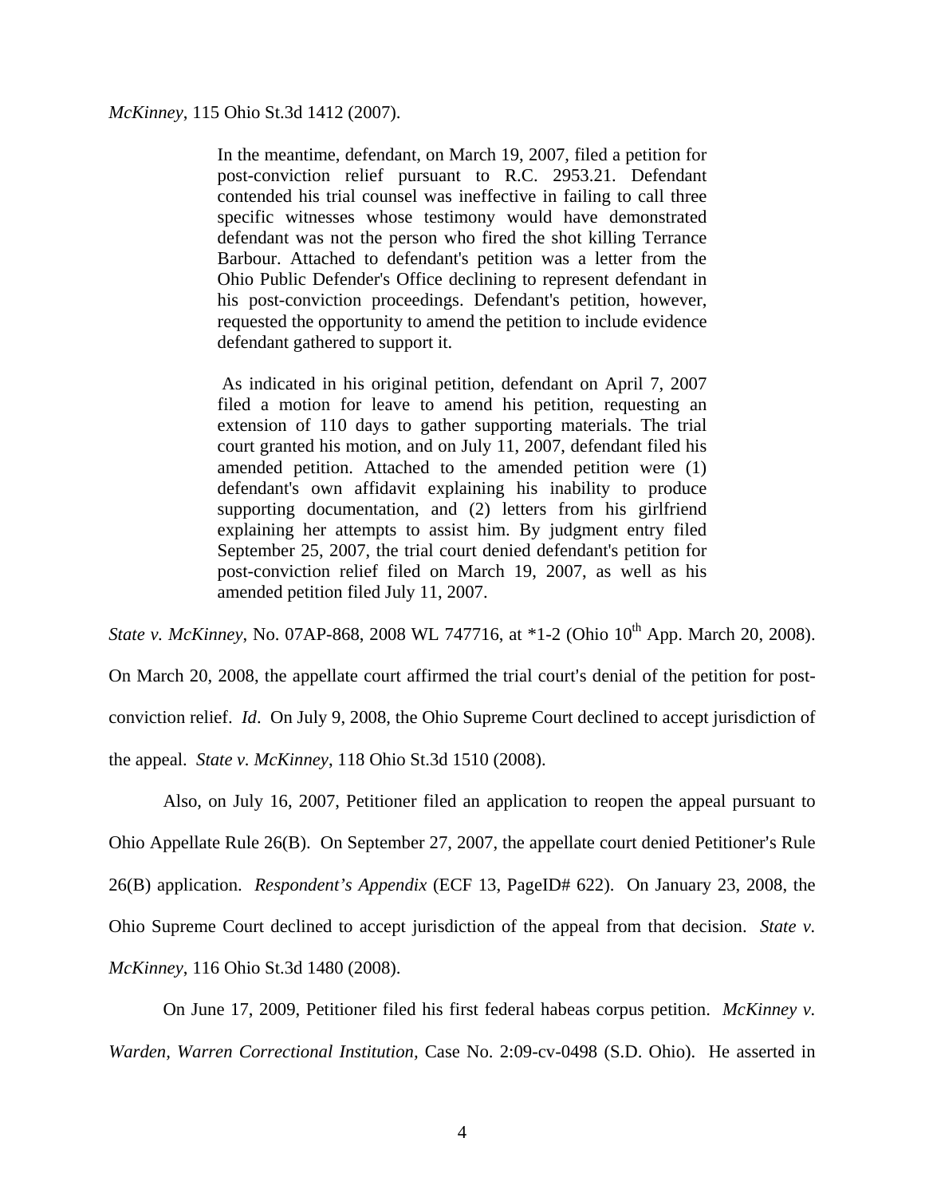*McKinney*, 115 Ohio St.3d 1412 (2007).

> In the meantime, defendant, on March 19, 2007, filed a petition for post-conviction relief pursuant to R.C. 2953.21. Defendant contended his trial counsel was ineffective in failing to call three specific witnesses whose testimony would have demonstrated defendant was not the person who fired the shot killing Terrance Barbour. Attached to defendant's petition was a letter from the Ohio Public Defender's Office declining to represent defendant in his post-conviction proceedings. Defendant's petition, however, requested the opportunity to amend the petition to include evidence defendant gathered to support it.
>
> As indicated in his original petition, defendant on April 7, 2007 filed a motion for leave to amend his petition, requesting an extension of 110 days to gather supporting materials. The trial court granted his motion, and on July 11, 2007, defendant filed his amended petition. Attached to the amended petition were (1) defendant's own affidavit explaining his inability to produce supporting documentation, and (2) letters from his girlfriend explaining her attempts to assist him. By judgment entry filed September 25, 2007, the trial court denied defendant's petition for post-conviction relief filed on March 19, 2007, as well as his amended petition filed July 11, 2007.

*State v. McKinney*, No. 07AP-868, 2008 WL 747716, at *1-2 (Ohio 10th App. March 20, 2008). On March 20, 2008, the appellate court affirmed the trial court's denial of the petition for post-conviction relief. *Id*. On July 9, 2008, the Ohio Supreme Court declined to accept jurisdiction of the appeal. *State v. McKinney*, 118 Ohio St.3d 1510 (2008).

Also, on July 16, 2007, Petitioner filed an application to reopen the appeal pursuant to Ohio Appellate Rule 26(B). On September 27, 2007, the appellate court denied Petitioner's Rule 26(B) application. *Respondent's Appendix* (ECF 13, PageID# 622). On January 23, 2008, the Ohio Supreme Court declined to accept jurisdiction of the appeal from that decision. *State v. McKinney*, 116 Ohio St.3d 1480 (2008).

On June 17, 2009, Petitioner filed his first federal habeas corpus petition. *McKinney v. Warden, Warren Correctional Institution*, Case No. 2:09-cv-0498 (S.D. Ohio). He asserted in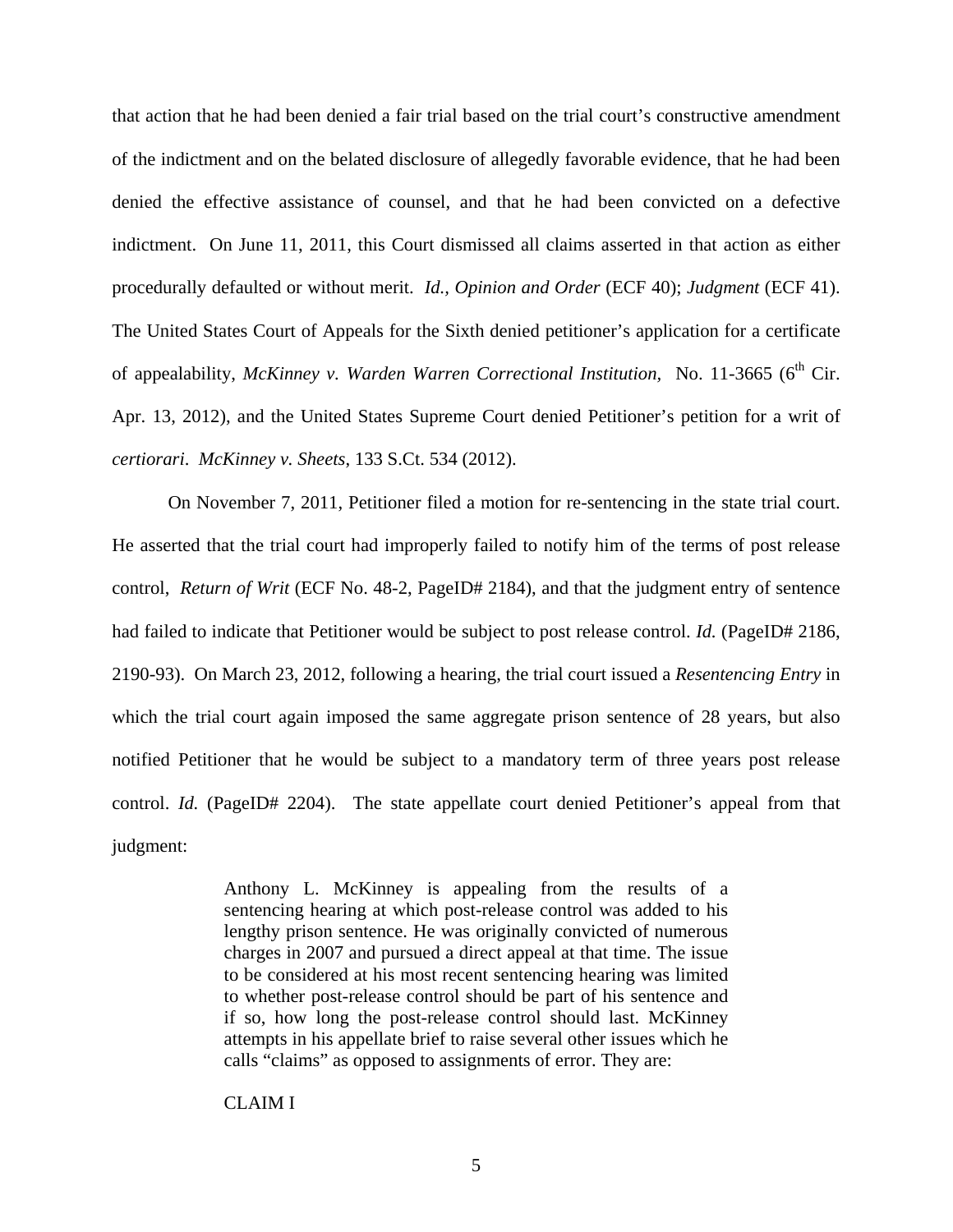that action that he had been denied a fair trial based on the trial court's constructive amendment of the indictment and on the belated disclosure of allegedly favorable evidence, that he had been denied the effective assistance of counsel, and that he had been convicted on a defective indictment. On June 11, 2011, this Court dismissed all claims asserted in that action as either procedurally defaulted or without merit. *Id., Opinion and Order* (ECF 40); *Judgment* (ECF 41). The United States Court of Appeals for the Sixth denied petitioner's application for a certificate of appealability, *McKinney v. Warden Warren Correctional Institution*, No. 11-3665 (6th Cir. Apr. 13, 2012), and the United States Supreme Court denied Petitioner's petition for a writ of *certiorari*. *McKinney v. Sheets*, 133 S.Ct. 534 (2012).

On November 7, 2011, Petitioner filed a motion for re-sentencing in the state trial court. He asserted that the trial court had improperly failed to notify him of the terms of post release control, *Return of Writ* (ECF No. 48-2, PageID# 2184), and that the judgment entry of sentence had failed to indicate that Petitioner would be subject to post release control. *Id.* (PageID# 2186, 2190-93). On March 23, 2012, following a hearing, the trial court issued a *Resentencing Entry* in which the trial court again imposed the same aggregate prison sentence of 28 years, but also notified Petitioner that he would be subject to a mandatory term of three years post release control. *Id.* (PageID# 2204). The state appellate court denied Petitioner's appeal from that judgment:

> Anthony L. McKinney is appealing from the results of a sentencing hearing at which post-release control was added to his lengthy prison sentence. He was originally convicted of numerous charges in 2007 and pursued a direct appeal at that time. The issue to be considered at his most recent sentencing hearing was limited to whether post-release control should be part of his sentence and if so, how long the post-release control should last. McKinney attempts in his appellate brief to raise several other issues which he calls "claims" as opposed to assignments of error. They are:
>
> CLAIM I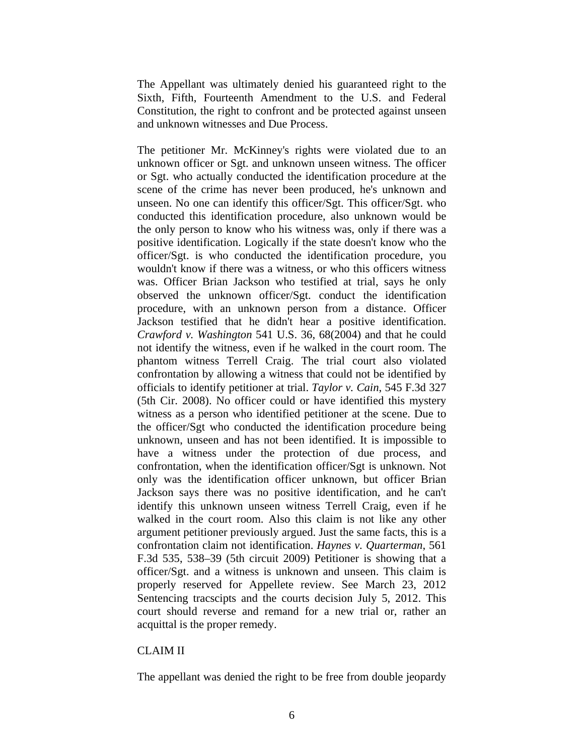The Appellant was ultimately denied his guaranteed right to the Sixth, Fifth, Fourteenth Amendment to the U.S. and Federal Constitution, the right to confront and be protected against unseen and unknown witnesses and Due Process.

The petitioner Mr. McKinney's rights were violated due to an unknown officer or Sgt. and unknown unseen witness. The officer or Sgt. who actually conducted the identification procedure at the scene of the crime has never been produced, he's unknown and unseen. No one can identify this officer/Sgt. This officer/Sgt. who conducted this identification procedure, also unknown would be the only person to know who his witness was, only if there was a positive identification. Logically if the state doesn't know who the officer/Sgt. is who conducted the identification procedure, you wouldn't know if there was a witness, or who this officers witness was. Officer Brian Jackson who testified at trial, says he only observed the unknown officer/Sgt. conduct the identification procedure, with an unknown person from a distance. Officer Jackson testified that he didn't hear a positive identification. *Crawford v. Washington* 541 U.S. 36, 68(2004) and that he could not identify the witness, even if he walked in the court room. The phantom witness Terrell Craig. The trial court also violated confrontation by allowing a witness that could not be identified by officials to identify petitioner at trial. *Taylor v. Cain*, 545 F.3d 327 (5th Cir. 2008). No officer could or have identified this mystery witness as a person who identified petitioner at the scene. Due to the officer/Sgt who conducted the identification procedure being unknown, unseen and has not been identified. It is impossible to have a witness under the protection of due process, and confrontation, when the identification officer/Sgt is unknown. Not only was the identification officer unknown, but officer Brian Jackson says there was no positive identification, and he can't identify this unknown unseen witness Terrell Craig, even if he walked in the court room. Also this claim is not like any other argument petitioner previously argued. Just the same facts, this is a confrontation claim not identification. *Haynes v. Quarterman*, 561 F.3d 535, 538–39 (5th circuit 2009) Petitioner is showing that a officer/Sgt. and a witness is unknown and unseen. This claim is properly reserved for Appellete review. See March 23, 2012 Sentencing tracscipts and the courts decision July 5, 2012. This court should reverse and remand for a new trial or, rather an acquittal is the proper remedy.

CLAIM II

The appellant was denied the right to be free from double jeopardy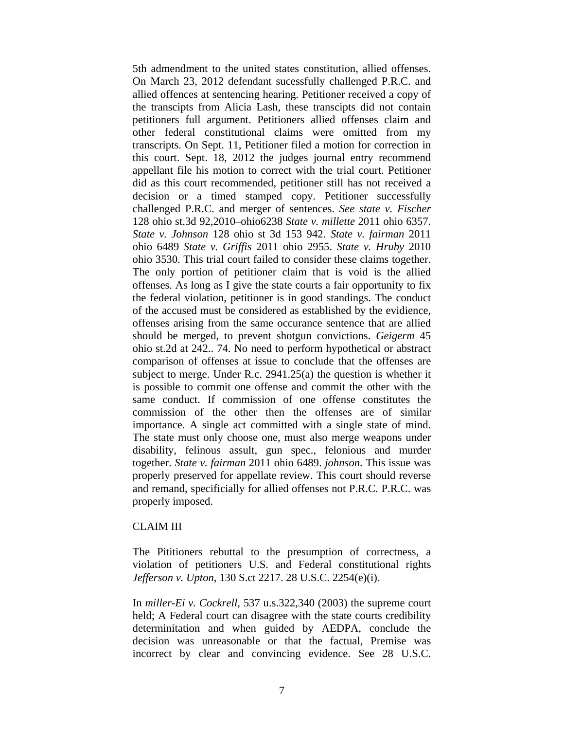5th admendment to the united states constitution, allied offenses. On March 23, 2012 defendant sucessfully challenged P.R.C. and allied offences at sentencing hearing. Petitioner received a copy of the transcipts from Alicia Lash, these transcipts did not contain petitioners full argument. Petitioners allied offenses claim and other federal constitutional claims were omitted from my transcripts. On Sept. 11, Petitioner filed a motion for correction in this court. Sept. 18, 2012 the judges journal entry recommend appellant file his motion to correct with the trial court. Petitioner did as this court recommended, petitioner still has not received a decision or a timed stamped copy. Petitioner successfully challenged P.R.C. and merger of sentences. *See state v. Fischer* 128 ohio st.3d 92,2010–ohio6238 *State v. millette* 2011 ohio 6357. *State v. Johnson* 128 ohio st 3d 153 942. *State v. fairman* 2011 ohio 6489 *State v. Griffis* 2011 ohio 2955. *State v. Hruby* 2010 ohio 3530. This trial court failed to consider these claims together. The only portion of petitioner claim that is void is the allied offenses. As long as I give the state courts a fair opportunity to fix the federal violation, petitioner is in good standings. The conduct of the accused must be considered as established by the evidence, offenses arising from the same occurance sentence that are allied should be merged, to prevent shotgun convictions. *Geigerm* 45 ohio st.2d at 242.. 74. No need to perform hypothetical or abstract comparison of offenses at issue to conclude that the offenses are subject to merge. Under R.c. 2941.25(a) the question is whether it is possible to commit one offense and commit the other with the same conduct. If commission of one offense constitutes the commission of the other then the offenses are of similar importance. A single act committed with a single state of mind. The state must only choose one, must also merge weapons under disability, felinous assult, gun spec., felonious and murder together. *State v. fairman* 2011 ohio 6489. *johnson.* This issue was properly preserved for appellate review. This court should reverse and remand, specificially for allied offenses not P.R.C. P.R.C. was properly imposed.

CLAIM III

The Pititioners rebuttal to the presumption of correctness, a violation of petitioners U.S. and Federal constitutional rights *Jefferson v. Upton*, 130 S.ct 2217. 28 U.S.C. 2254(e)(i).

In *miller-Ei v. Cockrell*, 537 u.s.322,340 (2003) the supreme court held; A Federal court can disagree with the state courts credibility determinitation and when guided by AEDPA, conclude the decision was unreasonable or that the factual, Premise was incorrect by clear and convincing evidence. See 28 U.S.C.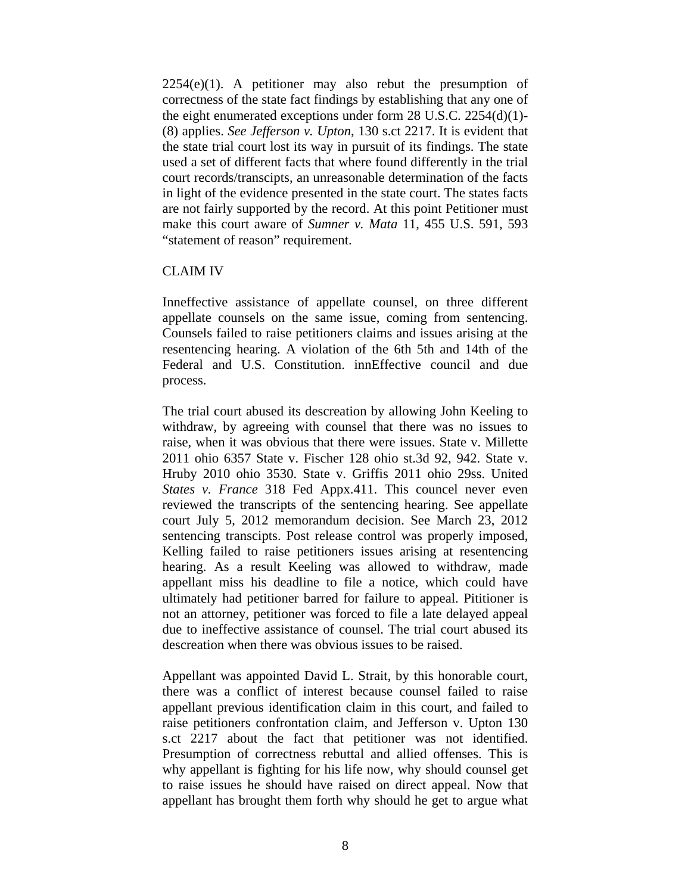2254(e)(1). A petitioner may also rebut the presumption of correctness of the state fact findings by establishing that any one of the eight enumerated exceptions under form 28 U.S.C. 2254(d)(1)-(8) applies. *See Jefferson v. Upton*, 130 s.ct 2217. It is evident that the state trial court lost its way in pursuit of its findings. The state used a set of different facts that where found differently in the trial court records/transcipts, an unreasonable determination of the facts in light of the evidence presented in the state court. The states facts are not fairly supported by the record. At this point Petitioner must make this court aware of *Sumner v. Mata* 11, 455 U.S. 591, 593 "statement of reason" requirement.

CLAIM IV

Inneffective assistance of appellate counsel, on three different appellate counsels on the same issue, coming from sentencing. Counsels failed to raise petitioners claims and issues arising at the resentencing hearing. A violation of the 6th 5th and 14th of the Federal and U.S. Constitution. innEffective council and due process.

The trial court abused its descreation by allowing John Keeling to withdraw, by agreeing with counsel that there was no issues to raise, when it was obvious that there were issues. State v. Millette 2011 ohio 6357 State v. Fischer 128 ohio st.3d 92, 942. State v. Hruby 2010 ohio 3530. State v. Griffis 2011 ohio 29ss. United *States v. France* 318 Fed Appx.411. This councel never even reviewed the transcripts of the sentencing hearing. See appellate court July 5, 2012 memorandum decision. See March 23, 2012 sentencing transcipts. Post release control was properly imposed, Kelling failed to raise petitioners issues arising at resentencing hearing. As a result Keeling was allowed to withdraw, made appellant miss his deadline to file a notice, which could have ultimately had petitioner barred for failure to appeal. Pititioner is not an attorney, petitioner was forced to file a late delayed appeal due to ineffective assistance of counsel. The trial court abused its descreation when there was obvious issues to be raised.

Appellant was appointed David L. Strait, by this honorable court, there was a conflict of interest because counsel failed to raise appellant previous identification claim in this court, and failed to raise petitioners confrontation claim, and Jefferson v. Upton 130 s.ct 2217 about the fact that petitioner was not identified. Presumption of correctness rebuttal and allied offenses. This is why appellant is fighting for his life now, why should counsel get to raise issues he should have raised on direct appeal. Now that appellant has brought them forth why should he get to argue what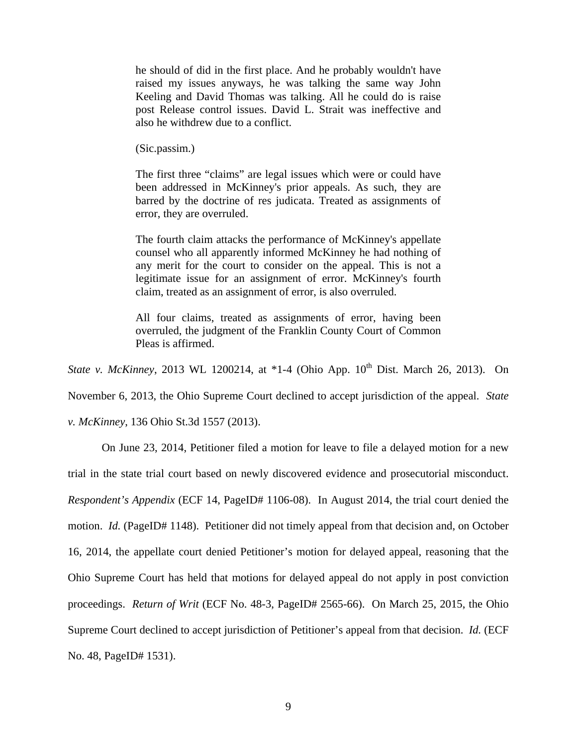> he should of did in the first place. And he probably wouldn't have raised my issues anyways, he was talking the same way John Keeling and David Thomas was talking. All he could do is raise post Release control issues. David L. Strait was ineffective and also he withdrew due to a conflict.
>
> (Sic.passim.)
>
> The first three "claims" are legal issues which were or could have been addressed in McKinney's prior appeals. As such, they are barred by the doctrine of res judicata. Treated as assignments of error, they are overruled.
>
> The fourth claim attacks the performance of McKinney's appellate counsel who all apparently informed McKinney he had nothing of any merit for the court to consider on the appeal. This is not a legitimate issue for an assignment of error. McKinney's fourth claim, treated as an assignment of error, is also overruled.
>
> All four claims, treated as assignments of error, having been overruled, the judgment of the Franklin County Court of Common Pleas is affirmed.

*State v. McKinney*, 2013 WL 1200214, at *1-4 (Ohio App. 10th Dist. March 26, 2013). On November 6, 2013, the Ohio Supreme Court declined to accept jurisdiction of the appeal. *State v. McKinney*, 136 Ohio St.3d 1557 (2013).

On June 23, 2014, Petitioner filed a motion for leave to file a delayed motion for a new trial in the state trial court based on newly discovered evidence and prosecutorial misconduct. *Respondent's Appendix* (ECF 14, PageID# 1106-08). In August 2014, the trial court denied the motion. *Id.* (PageID# 1148). Petitioner did not timely appeal from that decision and, on October 16, 2014, the appellate court denied Petitioner's motion for delayed appeal, reasoning that the Ohio Supreme Court has held that motions for delayed appeal do not apply in post conviction proceedings. *Return of Writ* (ECF No. 48-3, PageID# 2565-66). On March 25, 2015, the Ohio Supreme Court declined to accept jurisdiction of Petitioner's appeal from that decision. *Id.* (ECF No. 48, PageID# 1531).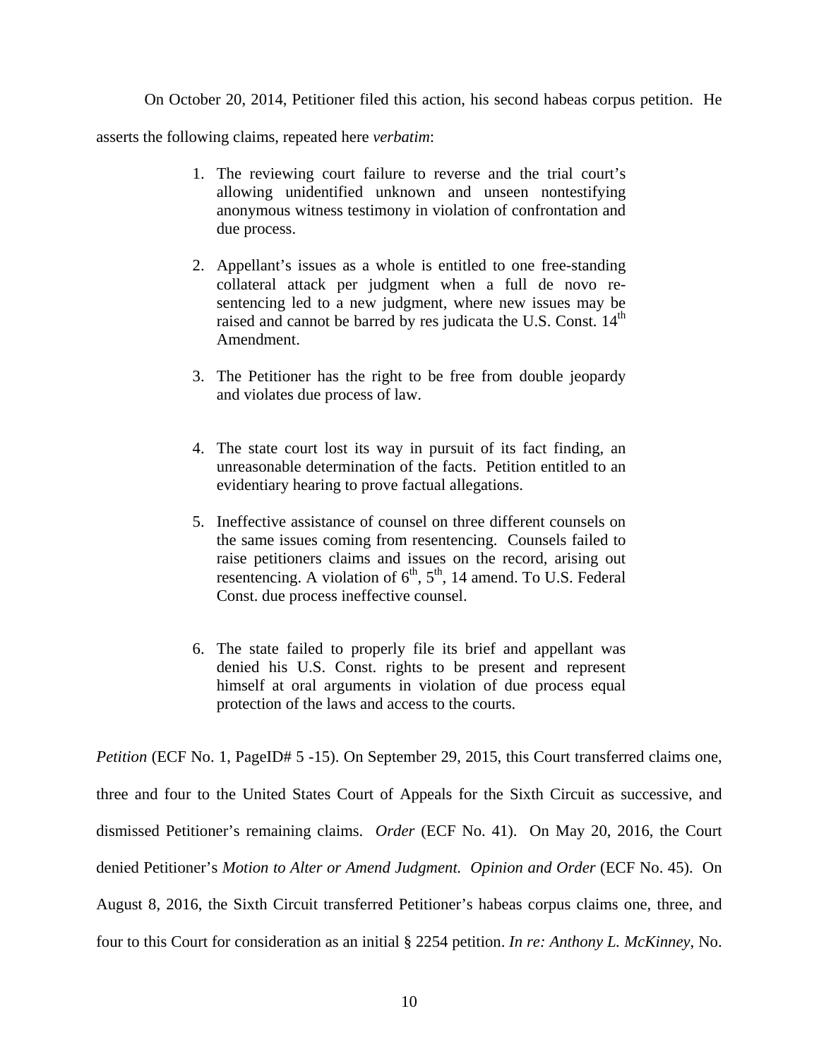On October 20, 2014, Petitioner filed this action, his second habeas corpus petition. He asserts the following claims, repeated here *verbatim*:

> 1. The reviewing court failure to reverse and the trial court's allowing unidentified unknown and unseen nontestifying anonymous witness testimony in violation of confrontation and due process.
>
> 2. Appellant's issues as a whole is entitled to one free-standing collateral attack per judgment when a full de novo re-sentencing led to a new judgment, where new issues may be raised and cannot be barred by res judicata the U.S. Const. 14th Amendment.
>
> 3. The Petitioner has the right to be free from double jeopardy and violates due process of law.
>
> 4. The state court lost its way in pursuit of its fact finding, an unreasonable determination of the facts. Petition entitled to an evidentiary hearing to prove factual allegations.
>
> 5. Ineffective assistance of counsel on three different counsels on the same issues coming from resentencing. Counsels failed to raise petitioners claims and issues on the record, arising out resentencing. A violation of 6th, 5th, 14 amend. To U.S. Federal Const. due process ineffective counsel.
>
> 6. The state failed to properly file its brief and appellant was denied his U.S. Const. rights to be present and represent himself at oral arguments in violation of due process equal protection of the laws and access to the courts.

*Petition* (ECF No. 1, PageID# 5 -15). On September 29, 2015, this Court transferred claims one, three and four to the United States Court of Appeals for the Sixth Circuit as successive, and dismissed Petitioner's remaining claims. *Order* (ECF No. 41). On May 20, 2016, the Court denied Petitioner's *Motion to Alter or Amend Judgment. Opinion and Order* (ECF No. 45). On August 8, 2016, the Sixth Circuit transferred Petitioner's habeas corpus claims one, three, and four to this Court for consideration as an initial § 2254 petition. *In re: Anthony L. McKinney*, No.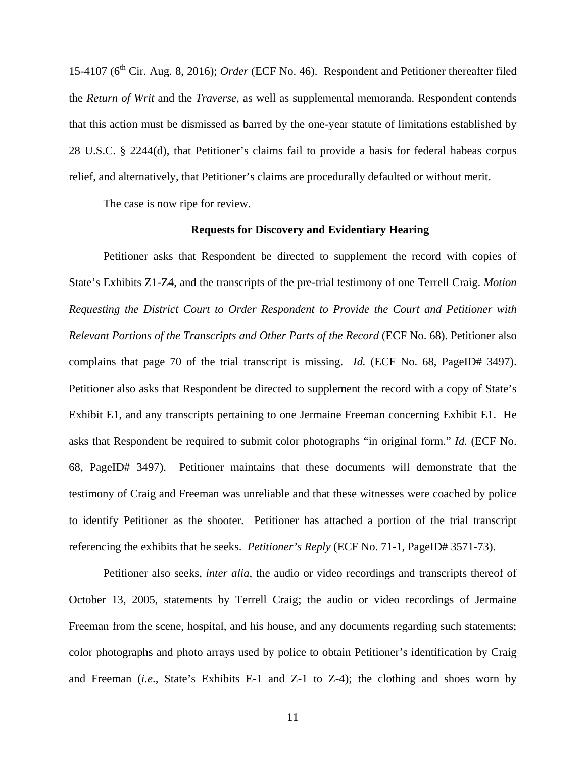15-4107 ($6^{th}$ Cir. Aug. 8, 2016); *Order* (ECF No. 46). Respondent and Petitioner thereafter filed the *Return of Writ* and the *Traverse*, as well as supplemental memoranda. Respondent contends that this action must be dismissed as barred by the one-year statute of limitations established by 28 U.S.C. § 2244(d), that Petitioner's claims fail to provide a basis for federal habeas corpus relief, and alternatively, that Petitioner's claims are procedurally defaulted or without merit.

The case is now ripe for review.

**Requests for Discovery and Evidentiary Hearing**

Petitioner asks that Respondent be directed to supplement the record with copies of State's Exhibits Z1-Z4, and the transcripts of the pre-trial testimony of one Terrell Craig. *Motion Requesting the District Court to Order Respondent to Provide the Court and Petitioner with Relevant Portions of the Transcripts and Other Parts of the Record* (ECF No. 68). Petitioner also complains that page 70 of the trial transcript is missing. *Id.* (ECF No. 68, PageID# 3497). Petitioner also asks that Respondent be directed to supplement the record with a copy of State's Exhibit E1, and any transcripts pertaining to one Jermaine Freeman concerning Exhibit E1. He asks that Respondent be required to submit color photographs "in original form." *Id.* (ECF No. 68, PageID# 3497). Petitioner maintains that these documents will demonstrate that the testimony of Craig and Freeman was unreliable and that these witnesses were coached by police to identify Petitioner as the shooter. Petitioner has attached a portion of the trial transcript referencing the exhibits that he seeks. *Petitioner's Reply* (ECF No. 71-1, PageID# 3571-73).

Petitioner also seeks, *inter alia*, the audio or video recordings and transcripts thereof of October 13, 2005, statements by Terrell Craig; the audio or video recordings of Jermaine Freeman from the scene, hospital, and his house, and any documents regarding such statements; color photographs and photo arrays used by police to obtain Petitioner's identification by Craig and Freeman (*i.e*., State's Exhibits E-1 and Z-1 to Z-4); the clothing and shoes worn by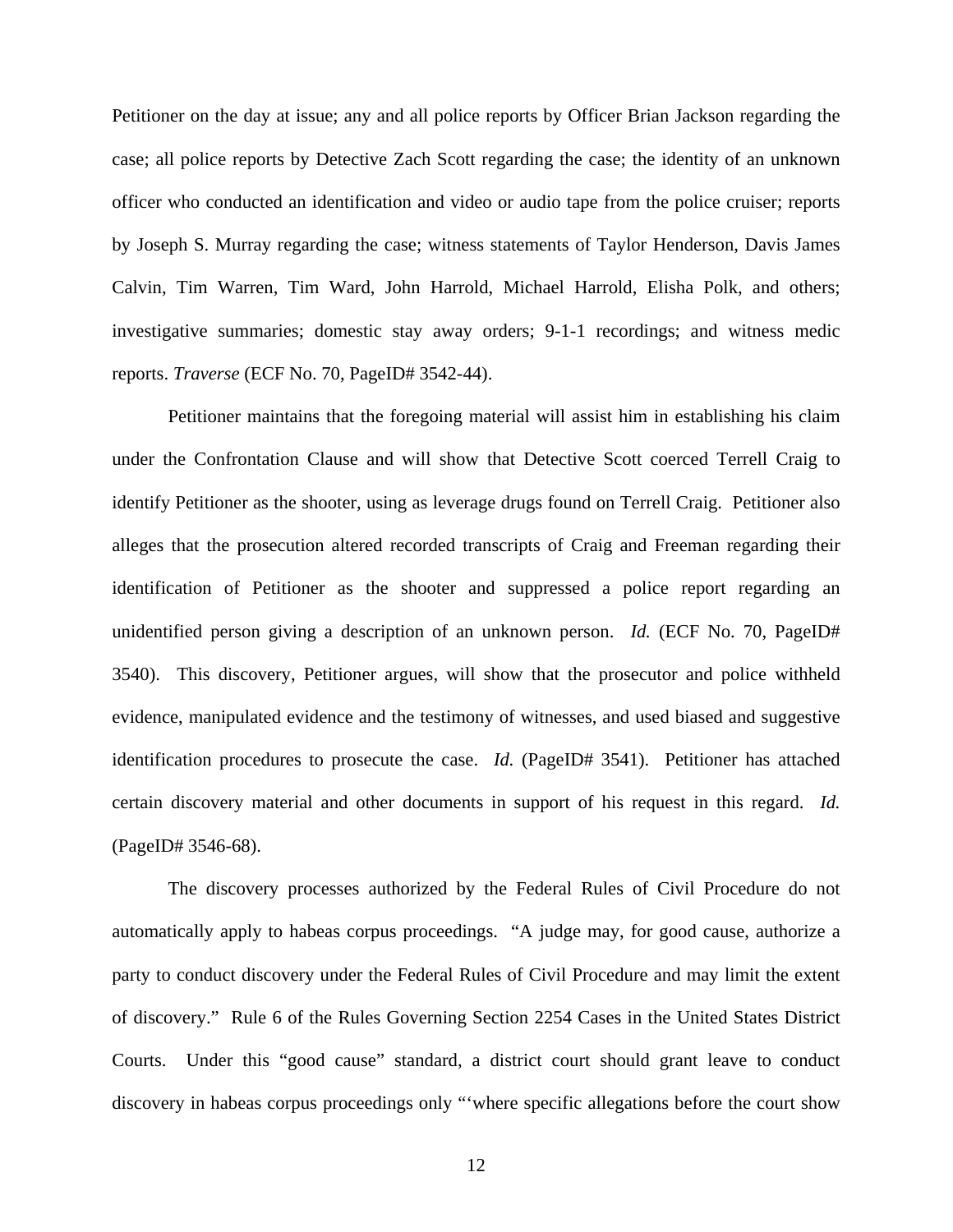Petitioner on the day at issue; any and all police reports by Officer Brian Jackson regarding the case; all police reports by Detective Zach Scott regarding the case; the identity of an unknown officer who conducted an identification and video or audio tape from the police cruiser; reports by Joseph S. Murray regarding the case; witness statements of Taylor Henderson, Davis James Calvin, Tim Warren, Tim Ward, John Harrold, Michael Harrold, Elisha Polk, and others; investigative summaries; domestic stay away orders; 9-1-1 recordings; and witness medic reports. *Traverse* (ECF No. 70, PageID# 3542-44).

Petitioner maintains that the foregoing material will assist him in establishing his claim under the Confrontation Clause and will show that Detective Scott coerced Terrell Craig to identify Petitioner as the shooter, using as leverage drugs found on Terrell Craig. Petitioner also alleges that the prosecution altered recorded transcripts of Craig and Freeman regarding their identification of Petitioner as the shooter and suppressed a police report regarding an unidentified person giving a description of an unknown person. *Id.* (ECF No. 70, PageID# 3540). This discovery, Petitioner argues, will show that the prosecutor and police withheld evidence, manipulated evidence and the testimony of witnesses, and used biased and suggestive identification procedures to prosecute the case. *Id.* (PageID# 3541). Petitioner has attached certain discovery material and other documents in support of his request in this regard. *Id.* (PageID# 3546-68).

The discovery processes authorized by the Federal Rules of Civil Procedure do not automatically apply to habeas corpus proceedings. "A judge may, for good cause, authorize a party to conduct discovery under the Federal Rules of Civil Procedure and may limit the extent of discovery." Rule 6 of the Rules Governing Section 2254 Cases in the United States District Courts. Under this "good cause" standard, a district court should grant leave to conduct discovery in habeas corpus proceedings only "'where specific allegations before the court show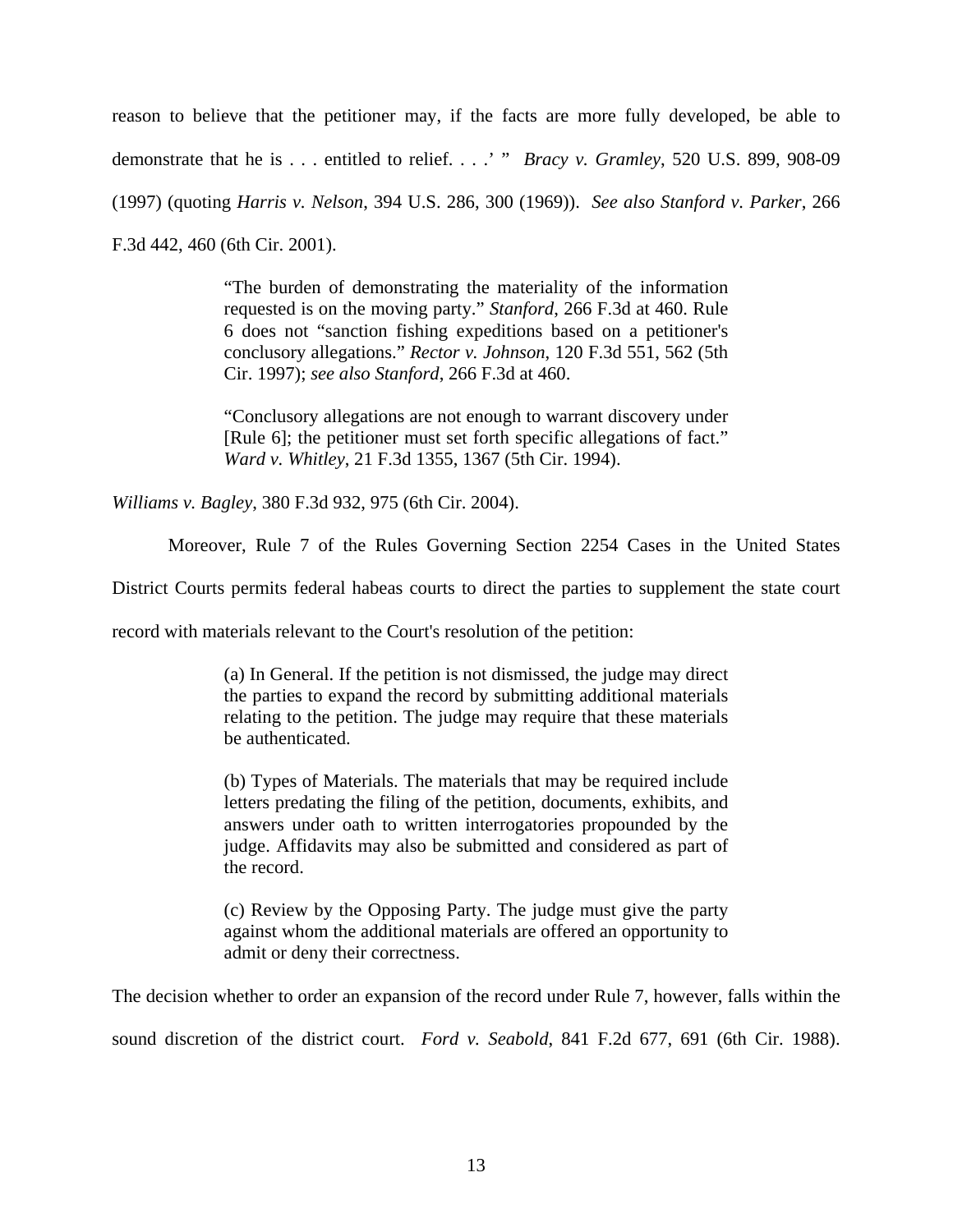reason to believe that the petitioner may, if the facts are more fully developed, be able to demonstrate that he is . . . entitled to relief. . . .' " *Bracy v. Gramley*, 520 U.S. 899, 908-09 (1997) (quoting *Harris v. Nelson*, 394 U.S. 286, 300 (1969)). *See also Stanford v. Parker*, 266 F.3d 442, 460 (6th Cir. 2001).

> "The burden of demonstrating the materiality of the information requested is on the moving party." *Stanford*, 266 F.3d at 460. Rule 6 does not "sanction fishing expeditions based on a petitioner's conclusory allegations." *Rector v. Johnson*, 120 F.3d 551, 562 (5th Cir. 1997); *see also Stanford*, 266 F.3d at 460.
>
> "Conclusory allegations are not enough to warrant discovery under [Rule 6]; the petitioner must set forth specific allegations of fact." *Ward v. Whitley*, 21 F.3d 1355, 1367 (5th Cir. 1994).

*Williams v. Bagley*, 380 F.3d 932, 975 (6th Cir. 2004).

Moreover, Rule 7 of the Rules Governing Section 2254 Cases in the United States District Courts permits federal habeas courts to direct the parties to supplement the state court record with materials relevant to the Court's resolution of the petition:

> (a) In General. If the petition is not dismissed, the judge may direct the parties to expand the record by submitting additional materials relating to the petition. The judge may require that these materials be authenticated.
>
> (b) Types of Materials. The materials that may be required include letters predating the filing of the petition, documents, exhibits, and answers under oath to written interrogatories propounded by the judge. Affidavits may also be submitted and considered as part of the record.
>
> (c) Review by the Opposing Party. The judge must give the party against whom the additional materials are offered an opportunity to admit or deny their correctness.

The decision whether to order an expansion of the record under Rule 7, however, falls within the sound discretion of the district court. *Ford v. Seabold*, 841 F.2d 677, 691 (6th Cir. 1988).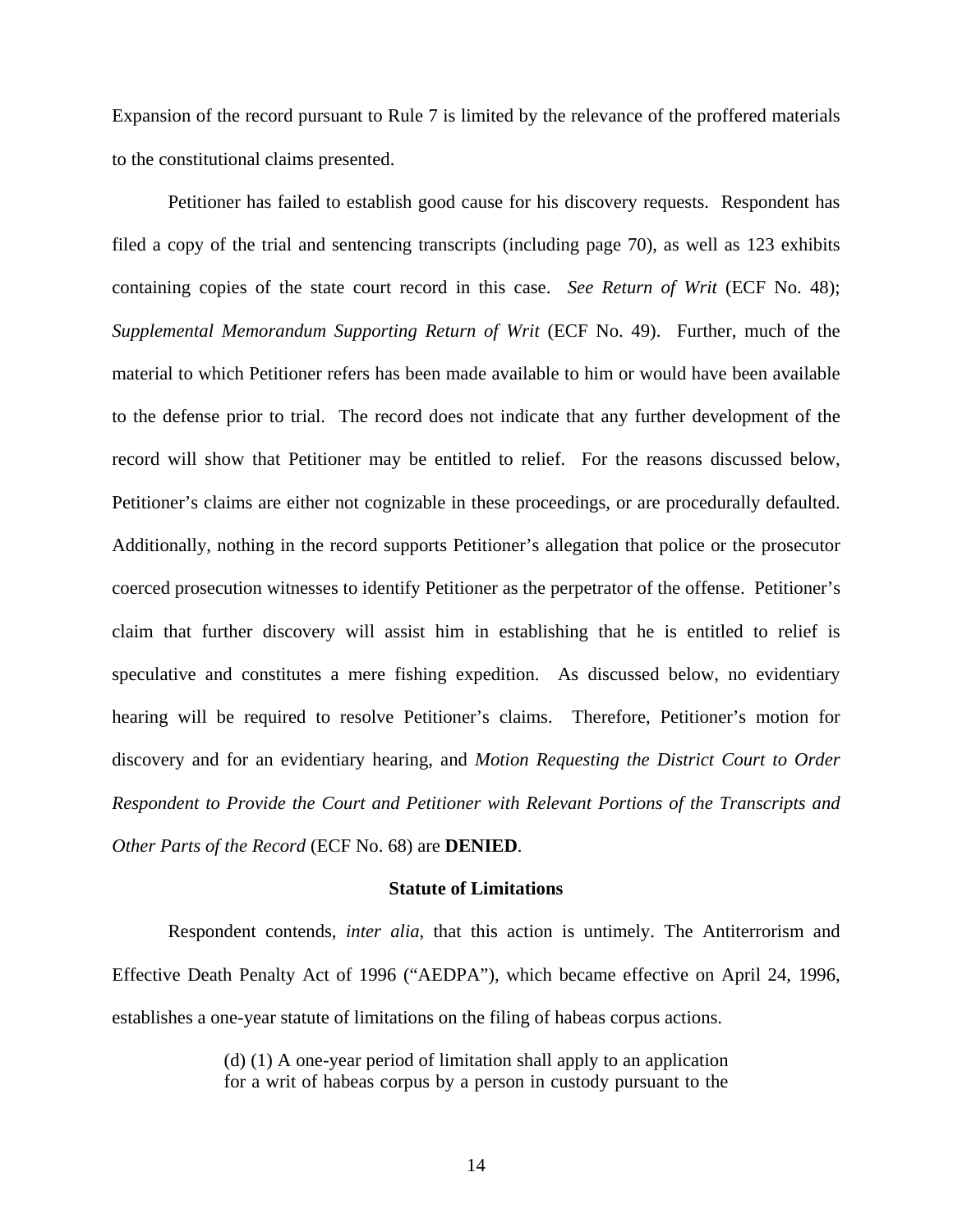Expansion of the record pursuant to Rule 7 is limited by the relevance of the proffered materials to the constitutional claims presented.

Petitioner has failed to establish good cause for his discovery requests. Respondent has filed a copy of the trial and sentencing transcripts (including page 70), as well as 123 exhibits containing copies of the state court record in this case. *See Return of Writ* (ECF No. 48); *Supplemental Memorandum Supporting Return of Writ* (ECF No. 49). Further, much of the material to which Petitioner refers has been made available to him or would have been available to the defense prior to trial. The record does not indicate that any further development of the record will show that Petitioner may be entitled to relief. For the reasons discussed below, Petitioner's claims are either not cognizable in these proceedings, or are procedurally defaulted. Additionally, nothing in the record supports Petitioner's allegation that police or the prosecutor coerced prosecution witnesses to identify Petitioner as the perpetrator of the offense. Petitioner's claim that further discovery will assist him in establishing that he is entitled to relief is speculative and constitutes a mere fishing expedition. As discussed below, no evidentiary hearing will be required to resolve Petitioner's claims. Therefore, Petitioner's motion for discovery and for an evidentiary hearing, and *Motion Requesting the District Court to Order Respondent to Provide the Court and Petitioner with Relevant Portions of the Transcripts and Other Parts of the Record* (ECF No. 68) are **DENIED**.

**Statute of Limitations**

Respondent contends, *inter alia*, that this action is untimely. The Antiterrorism and Effective Death Penalty Act of 1996 ("AEDPA"), which became effective on April 24, 1996, establishes a one-year statute of limitations on the filing of habeas corpus actions.

> (d) (1) A one-year period of limitation shall apply to an application for a writ of habeas corpus by a person in custody pursuant to the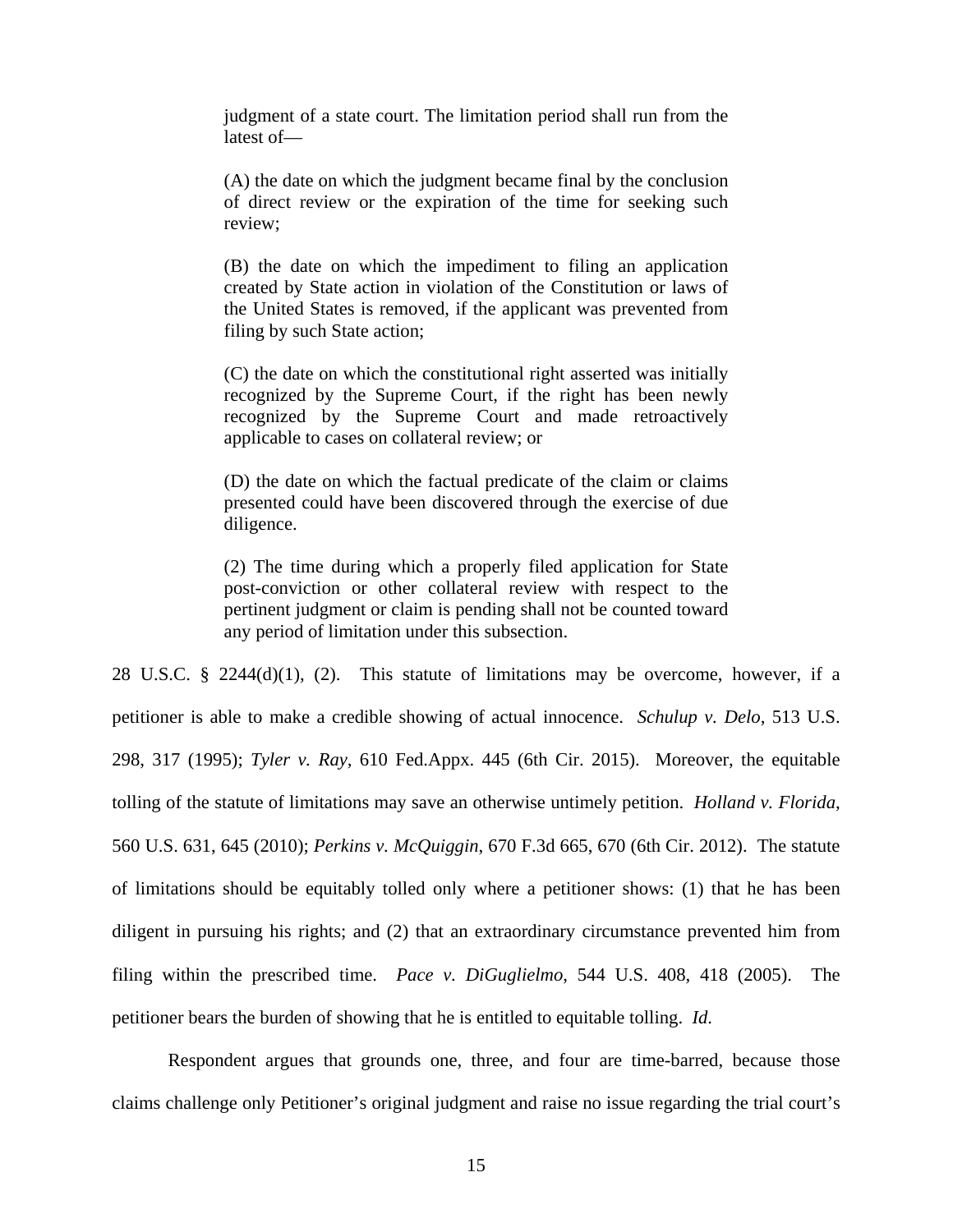> judgment of a state court. The limitation period shall run from the latest of—
>
> (A) the date on which the judgment became final by the conclusion of direct review or the expiration of the time for seeking such review;
>
> (B) the date on which the impediment to filing an application created by State action in violation of the Constitution or laws of the United States is removed, if the applicant was prevented from filing by such State action;
>
> (C) the date on which the constitutional right asserted was initially recognized by the Supreme Court, if the right has been newly recognized by the Supreme Court and made retroactively applicable to cases on collateral review; or
>
> (D) the date on which the factual predicate of the claim or claims presented could have been discovered through the exercise of due diligence.
>
> (2) The time during which a properly filed application for State post-conviction or other collateral review with respect to the pertinent judgment or claim is pending shall not be counted toward any period of limitation under this subsection.

28 U.S.C. § 2244(d)(1), (2). This statute of limitations may be overcome, however, if a petitioner is able to make a credible showing of actual innocence. *Schulup v. Delo,* 513 U.S. 298, 317 (1995); *Tyler v. Ray,* 610 Fed.Appx. 445 (6th Cir. 2015). Moreover, the equitable tolling of the statute of limitations may save an otherwise untimely petition. *Holland v. Florida*, 560 U.S. 631, 645 (2010); *Perkins v. McQuiggin*, 670 F.3d 665, 670 (6th Cir. 2012). The statute of limitations should be equitably tolled only where a petitioner shows: (1) that he has been diligent in pursuing his rights; and (2) that an extraordinary circumstance prevented him from filing within the prescribed time. *Pace v. DiGuglielmo*, 544 U.S. 408, 418 (2005). The petitioner bears the burden of showing that he is entitled to equitable tolling. *Id*.

Respondent argues that grounds one, three, and four are time-barred, because those claims challenge only Petitioner's original judgment and raise no issue regarding the trial court's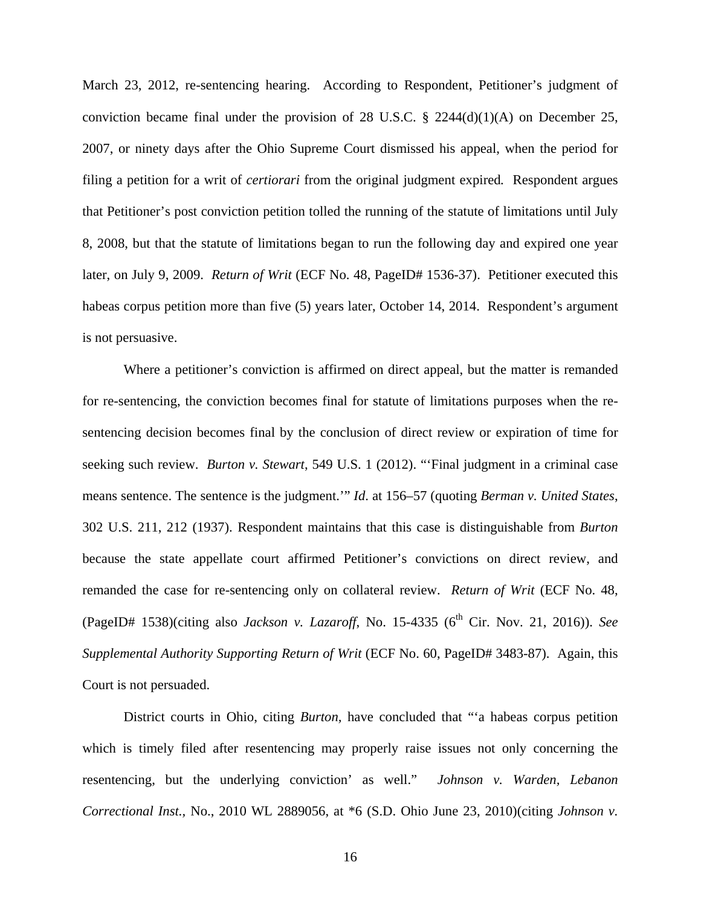March 23, 2012, re-sentencing hearing. According to Respondent, Petitioner's judgment of conviction became final under the provision of 28 U.S.C. § 2244(d)(1)(A) on December 25, 2007, or ninety days after the Ohio Supreme Court dismissed his appeal, when the period for filing a petition for a writ of *certiorari* from the original judgment expired. Respondent argues that Petitioner's post conviction petition tolled the running of the statute of limitations until July 8, 2008, but that the statute of limitations began to run the following day and expired one year later, on July 9, 2009. *Return of Writ* (ECF No. 48, PageID# 1536-37). Petitioner executed this habeas corpus petition more than five (5) years later, October 14, 2014. Respondent's argument is not persuasive.

Where a petitioner's conviction is affirmed on direct appeal, but the matter is remanded for re-sentencing, the conviction becomes final for statute of limitations purposes when the re-sentencing decision becomes final by the conclusion of direct review or expiration of time for seeking such review. *Burton v. Stewart*, 549 U.S. 1 (2012). "'Final judgment in a criminal case means sentence. The sentence is the judgment.'" *Id*. at 156–57 (quoting *Berman v. United States*, 302 U.S. 211, 212 (1937). Respondent maintains that this case is distinguishable from *Burton* because the state appellate court affirmed Petitioner's convictions on direct review, and remanded the case for re-sentencing only on collateral review. *Return of Writ* (ECF No. 48, (PageID# 1538)(citing also *Jackson v. Lazaroff*, No. 15-4335 (6th Cir. Nov. 21, 2016)). *See Supplemental Authority Supporting Return of Writ* (ECF No. 60, PageID# 3483-87). Again, this Court is not persuaded.

District courts in Ohio, citing *Burton*, have concluded that "'a habeas corpus petition which is timely filed after resentencing may properly raise issues not only concerning the resentencing, but the underlying conviction' as well." *Johnson v. Warden, Lebanon Correctional Inst.*, No., 2010 WL 2889056, at *6 (S.D. Ohio June 23, 2010)(citing *Johnson v.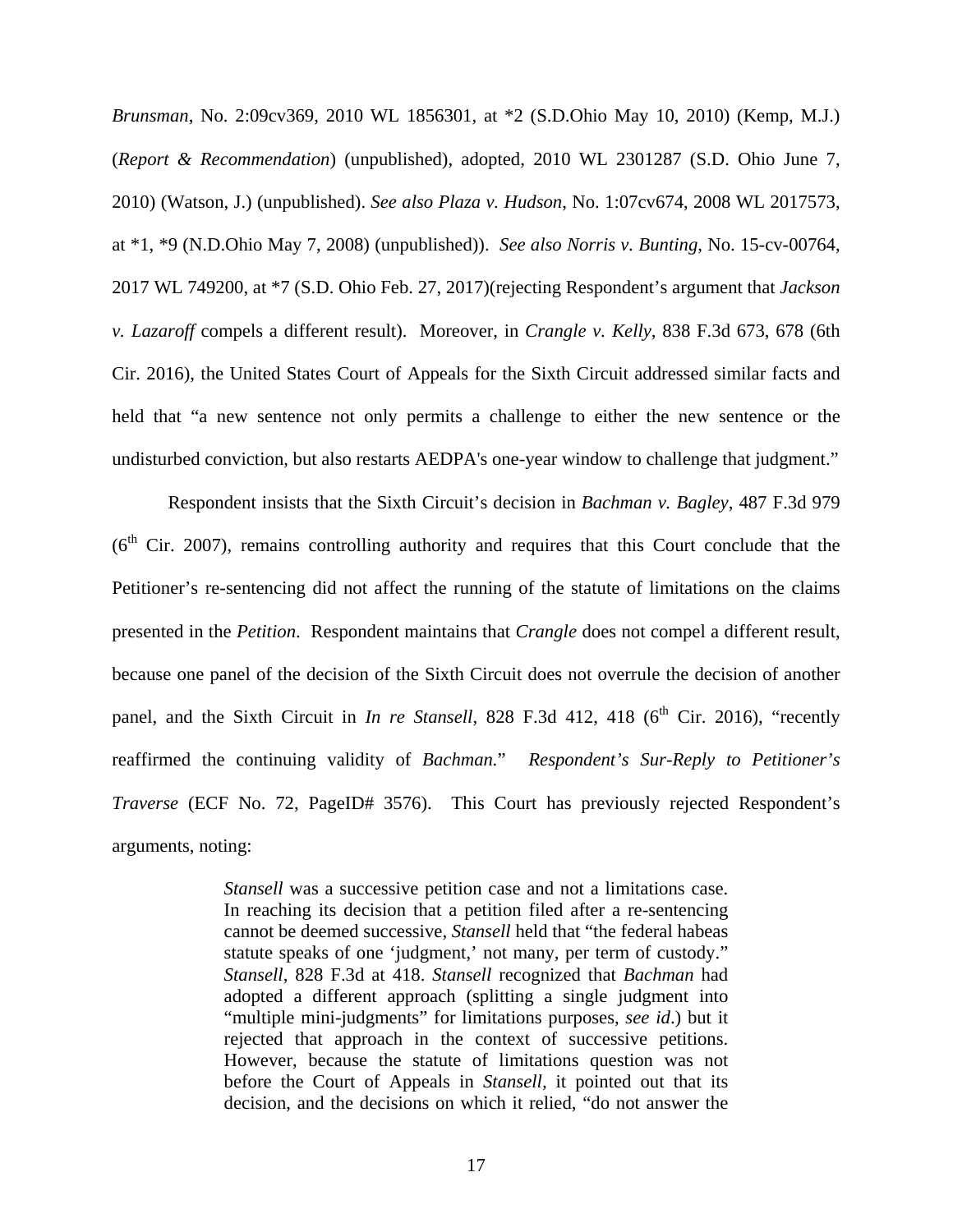*Brunsman*, No. 2:09cv369, 2010 WL 1856301, at *2 (S.D.Ohio May 10, 2010) (Kemp, M.J.) (*Report & Recommendation*) (unpublished), adopted, 2010 WL 2301287 (S.D. Ohio June 7, 2010) (Watson, J.) (unpublished). *See also Plaza v. Hudson*, No. 1:07cv674, 2008 WL 2017573, at *1, *9 (N.D.Ohio May 7, 2008) (unpublished)). *See also Norris v. Bunting*, No. 15-cv-00764, 2017 WL 749200, at *7 (S.D. Ohio Feb. 27, 2017)(rejecting Respondent's argument that *Jackson v. Lazaroff* compels a different result). Moreover, in *Crangle v. Kelly*, 838 F.3d 673, 678 (6th Cir. 2016), the United States Court of Appeals for the Sixth Circuit addressed similar facts and held that "a new sentence not only permits a challenge to either the new sentence or the undisturbed conviction, but also restarts AEDPA's one-year window to challenge that judgment."

Respondent insists that the Sixth Circuit's decision in *Bachman v. Bagley*, 487 F.3d 979 (6th Cir. 2007), remains controlling authority and requires that this Court conclude that the Petitioner's re-sentencing did not affect the running of the statute of limitations on the claims presented in the *Petition*. Respondent maintains that *Crangle* does not compel a different result, because one panel of the decision of the Sixth Circuit does not overrule the decision of another panel, and the Sixth Circuit in *In re Stansell*, 828 F.3d 412, 418 (6th Cir. 2016), "recently reaffirmed the continuing validity of *Bachman.*" *Respondent's Sur-Reply to Petitioner's Traverse* (ECF No. 72, PageID# 3576). This Court has previously rejected Respondent's arguments, noting:

> *Stansell* was a successive petition case and not a limitations case. In reaching its decision that a petition filed after a re-sentencing cannot be deemed successive, *Stansell* held that "the federal habeas statute speaks of one 'judgment,' not many, per term of custody." *Stansell*, 828 F.3d at 418. *Stansell* recognized that *Bachman* had adopted a different approach (splitting a single judgment into "multiple mini-judgments" for limitations purposes, *see id*.) but it rejected that approach in the context of successive petitions. However, because the statute of limitations question was not before the Court of Appeals in *Stansell*, it pointed out that its decision, and the decisions on which it relied, "do not answer the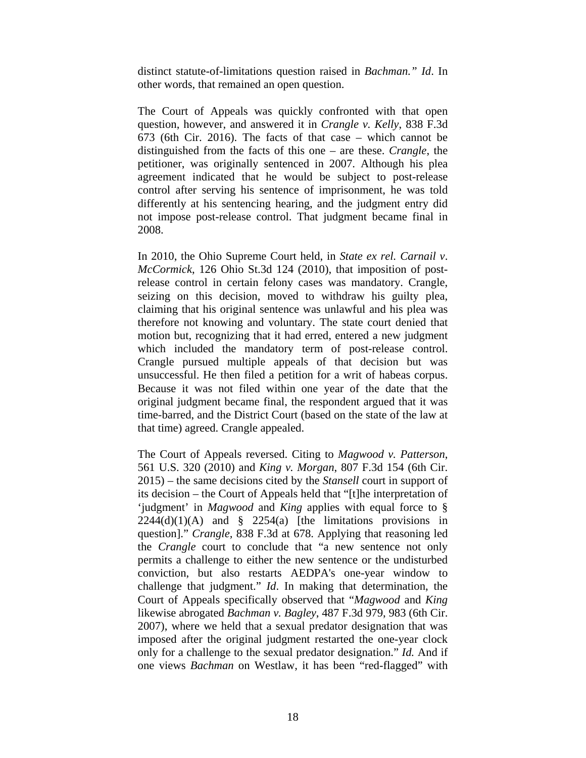distinct statute-of-limitations question raised in *Bachman." Id*. In other words, that remained an open question.

The Court of Appeals was quickly confronted with that open question, however, and answered it in *Crangle v. Kelly*, 838 F.3d 673 (6th Cir. 2016). The facts of that case – which cannot be distinguished from the facts of this one – are these. *Crangle*, the petitioner, was originally sentenced in 2007. Although his plea agreement indicated that he would be subject to post-release control after serving his sentence of imprisonment, he was told differently at his sentencing hearing, and the judgment entry did not impose post-release control. That judgment became final in 2008.

In 2010, the Ohio Supreme Court held, in *State ex rel. Carnail v. McCormick*, 126 Ohio St.3d 124 (2010), that imposition of post-release control in certain felony cases was mandatory. Crangle, seizing on this decision, moved to withdraw his guilty plea, claiming that his original sentence was unlawful and his plea was therefore not knowing and voluntary. The state court denied that motion but, recognizing that it had erred, entered a new judgment which included the mandatory term of post-release control. Crangle pursued multiple appeals of that decision but was unsuccessful. He then filed a petition for a writ of habeas corpus. Because it was not filed within one year of the date that the original judgment became final, the respondent argued that it was time-barred, and the District Court (based on the state of the law at that time) agreed. Crangle appealed.

The Court of Appeals reversed. Citing to *Magwood v. Patterson*, 561 U.S. 320 (2010) and *King v. Morgan*, 807 F.3d 154 (6th Cir. 2015) – the same decisions cited by the *Stansell* court in support of its decision – the Court of Appeals held that "[t]he interpretation of 'judgment' in *Magwood* and *King* applies with equal force to § 2244(d)(1)(A) and § 2254(a) [the limitations provisions in question]." *Crangle*, 838 F.3d at 678. Applying that reasoning led the *Crangle* court to conclude that "a new sentence not only permits a challenge to either the new sentence or the undisturbed conviction, but also restarts AEDPA's one-year window to challenge that judgment." *Id*. In making that determination, the Court of Appeals specifically observed that "*Magwood* and *King* likewise abrogated *Bachman v. Bagley*, 487 F.3d 979, 983 (6th Cir. 2007), where we held that a sexual predator designation that was imposed after the original judgment restarted the one-year clock only for a challenge to the sexual predator designation." *Id.* And if one views *Bachman* on Westlaw, it has been "red-flagged" with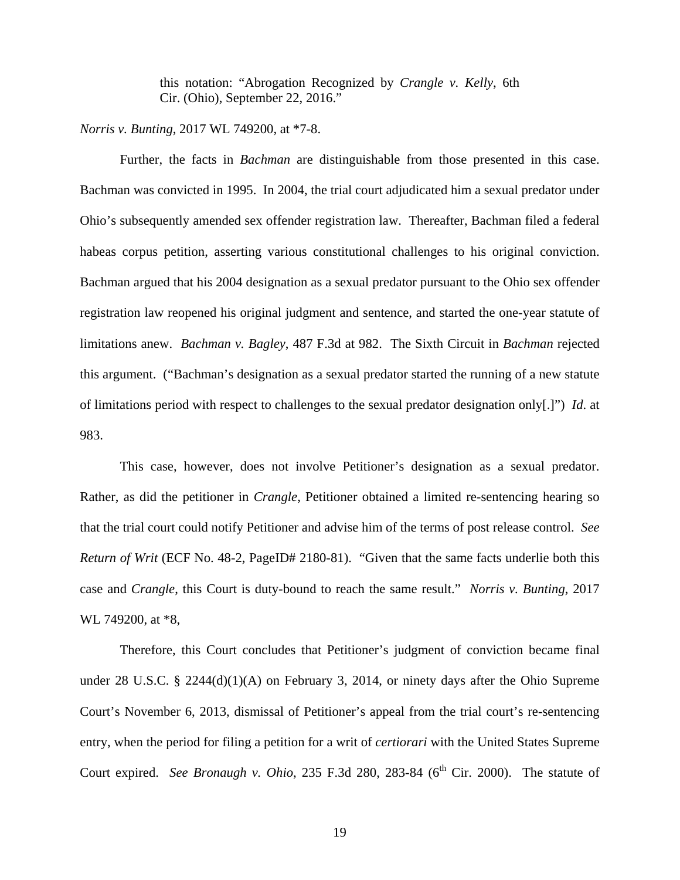> this notation: "Abrogation Recognized by *Crangle v. Kelly*, 6th Cir. (Ohio), September 22, 2016."

*Norris v. Bunting*, 2017 WL 749200, at *7-8.

Further, the facts in *Bachman* are distinguishable from those presented in this case. Bachman was convicted in 1995. In 2004, the trial court adjudicated him a sexual predator under Ohio's subsequently amended sex offender registration law. Thereafter, Bachman filed a federal habeas corpus petition, asserting various constitutional challenges to his original conviction. Bachman argued that his 2004 designation as a sexual predator pursuant to the Ohio sex offender registration law reopened his original judgment and sentence, and started the one-year statute of limitations anew. *Bachman v. Bagley*, 487 F.3d at 982. The Sixth Circuit in *Bachman* rejected this argument. ("Bachman's designation as a sexual predator started the running of a new statute of limitations period with respect to challenges to the sexual predator designation only[.]") *Id*. at 983.

This case, however, does not involve Petitioner's designation as a sexual predator. Rather, as did the petitioner in *Crangle*, Petitioner obtained a limited re-sentencing hearing so that the trial court could notify Petitioner and advise him of the terms of post release control. *See Return of Writ* (ECF No. 48-2, PageID# 2180-81). "Given that the same facts underlie both this case and *Crangle*, this Court is duty-bound to reach the same result." *Norris v. Bunting*, 2017 WL 749200, at *8,

Therefore, this Court concludes that Petitioner's judgment of conviction became final under 28 U.S.C. § 2244(d)(1)(A) on February 3, 2014, or ninety days after the Ohio Supreme Court's November 6, 2013, dismissal of Petitioner's appeal from the trial court's re-sentencing entry, when the period for filing a petition for a writ of *certiorari* with the United States Supreme Court expired. *See Bronaugh v. Ohio*, 235 F.3d 280, 283-84 (6th Cir. 2000). The statute of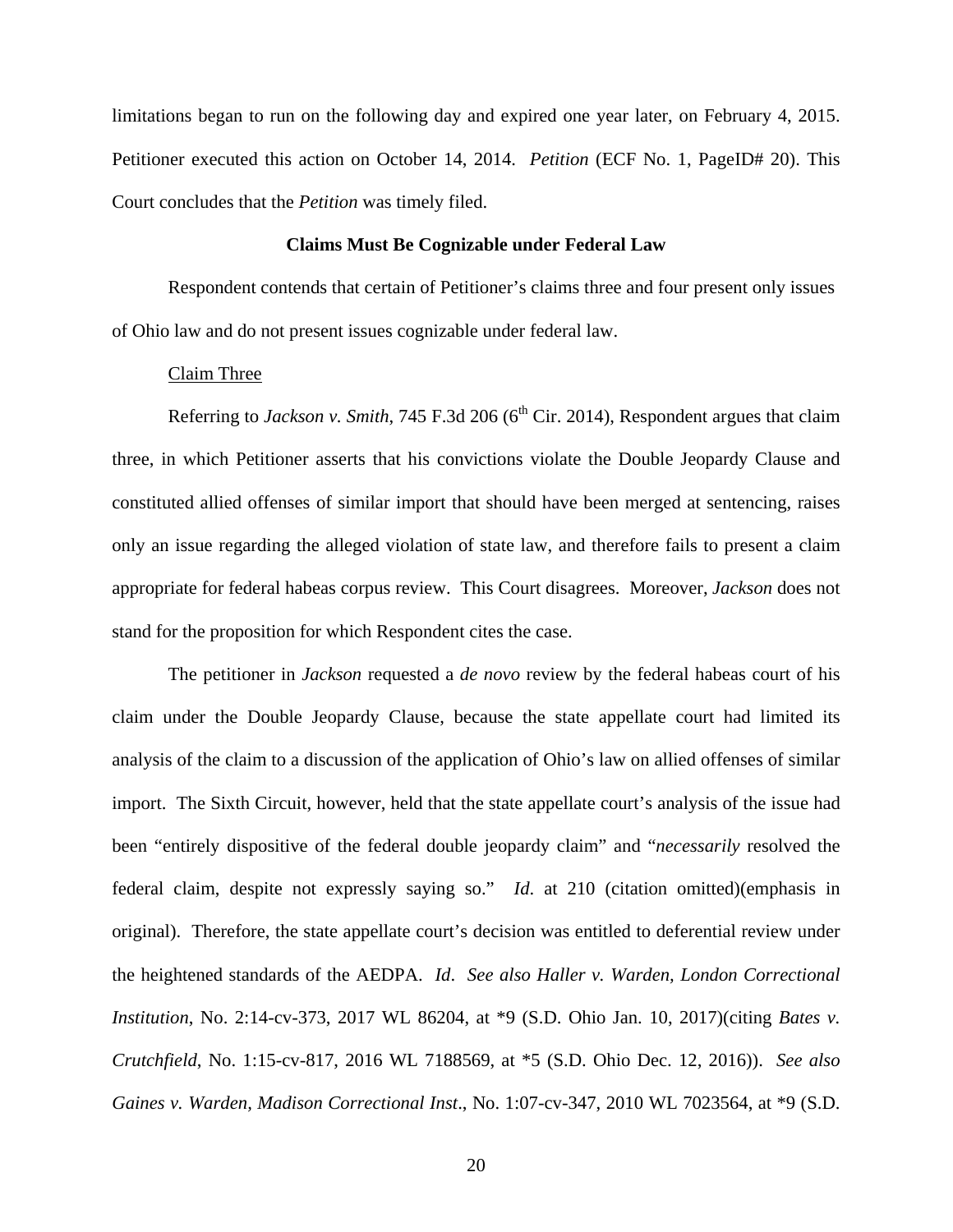limitations began to run on the following day and expired one year later, on February 4, 2015. Petitioner executed this action on October 14, 2014. *Petition* (ECF No. 1, PageID# 20). This Court concludes that the *Petition* was timely filed.

**Claims Must Be Cognizable under Federal Law**

Respondent contends that certain of Petitioner's claims three and four present only issues of Ohio law and do not present issues cognizable under federal law.

Claim Three

Referring to *Jackson v. Smith*, 745 F.3d 206 (6th Cir. 2014), Respondent argues that claim three, in which Petitioner asserts that his convictions violate the Double Jeopardy Clause and constituted allied offenses of similar import that should have been merged at sentencing, raises only an issue regarding the alleged violation of state law, and therefore fails to present a claim appropriate for federal habeas corpus review. This Court disagrees. Moreover, *Jackson* does not stand for the proposition for which Respondent cites the case.

The petitioner in *Jackson* requested a *de novo* review by the federal habeas court of his claim under the Double Jeopardy Clause, because the state appellate court had limited its analysis of the claim to a discussion of the application of Ohio's law on allied offenses of similar import. The Sixth Circuit, however, held that the state appellate court's analysis of the issue had been "entirely dispositive of the federal double jeopardy claim" and "*necessarily* resolved the federal claim, despite not expressly saying so." *Id.* at 210 (citation omitted)(emphasis in original). Therefore, the state appellate court's decision was entitled to deferential review under the heightened standards of the AEDPA. *Id*. *See also Haller v. Warden, London Correctional Institution*, No. 2:14-cv-373, 2017 WL 86204, at *9 (S.D. Ohio Jan. 10, 2017)(citing *Bates v. Crutchfield*, No. 1:15-cv-817, 2016 WL 7188569, at *5 (S.D. Ohio Dec. 12, 2016)). *See also Gaines v. Warden, Madison Correctional Inst*., No. 1:07-cv-347, 2010 WL 7023564, at *9 (S.D.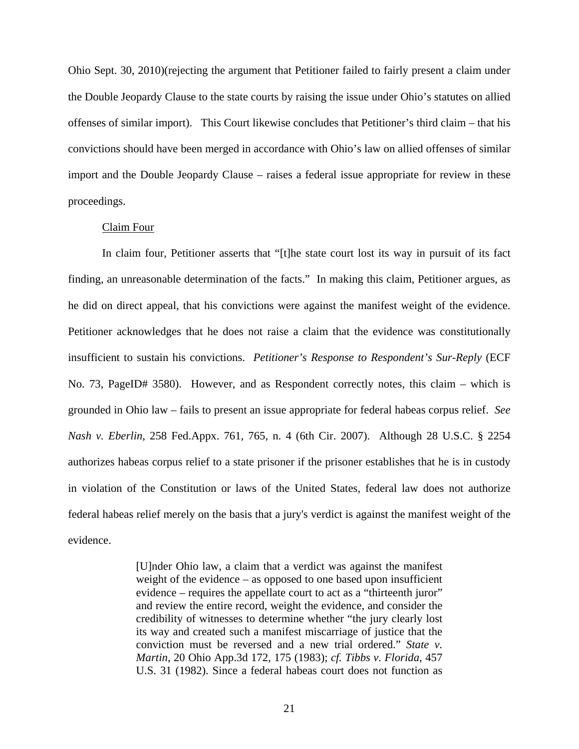Ohio Sept. 30, 2010)(rejecting the argument that Petitioner failed to fairly present a claim under the Double Jeopardy Clause to the state courts by raising the issue under Ohio's statutes on allied offenses of similar import). This Court likewise concludes that Petitioner's third claim – that his convictions should have been merged in accordance with Ohio's law on allied offenses of similar import and the Double Jeopardy Clause – raises a federal issue appropriate for review in these proceedings.

Claim Four

In claim four, Petitioner asserts that "[t]he state court lost its way in pursuit of its fact finding, an unreasonable determination of the facts." In making this claim, Petitioner argues, as he did on direct appeal, that his convictions were against the manifest weight of the evidence. Petitioner acknowledges that he does not raise a claim that the evidence was constitutionally insufficient to sustain his convictions. *Petitioner's Response to Respondent's Sur-Reply* (ECF No. 73, PageID# 3580). However, and as Respondent correctly notes, this claim – which is grounded in Ohio law – fails to present an issue appropriate for federal habeas corpus relief. *See Nash v. Eberlin*, 258 Fed.Appx. 761, 765, n. 4 (6th Cir. 2007). Although 28 U.S.C. § 2254 authorizes habeas corpus relief to a state prisoner if the prisoner establishes that he is in custody in violation of the Constitution or laws of the United States, federal law does not authorize federal habeas relief merely on the basis that a jury's verdict is against the manifest weight of the evidence.

> [U]nder Ohio law, a claim that a verdict was against the manifest weight of the evidence – as opposed to one based upon insufficient evidence – requires the appellate court to act as a "thirteenth juror" and review the entire record, weight the evidence, and consider the credibility of witnesses to determine whether "the jury clearly lost its way and created such a manifest miscarriage of justice that the conviction must be reversed and a new trial ordered." *State v. Martin*, 20 Ohio App.3d 172, 175 (1983); *cf. Tibbs v. Florida*, 457 U.S. 31 (1982). Since a federal habeas court does not function as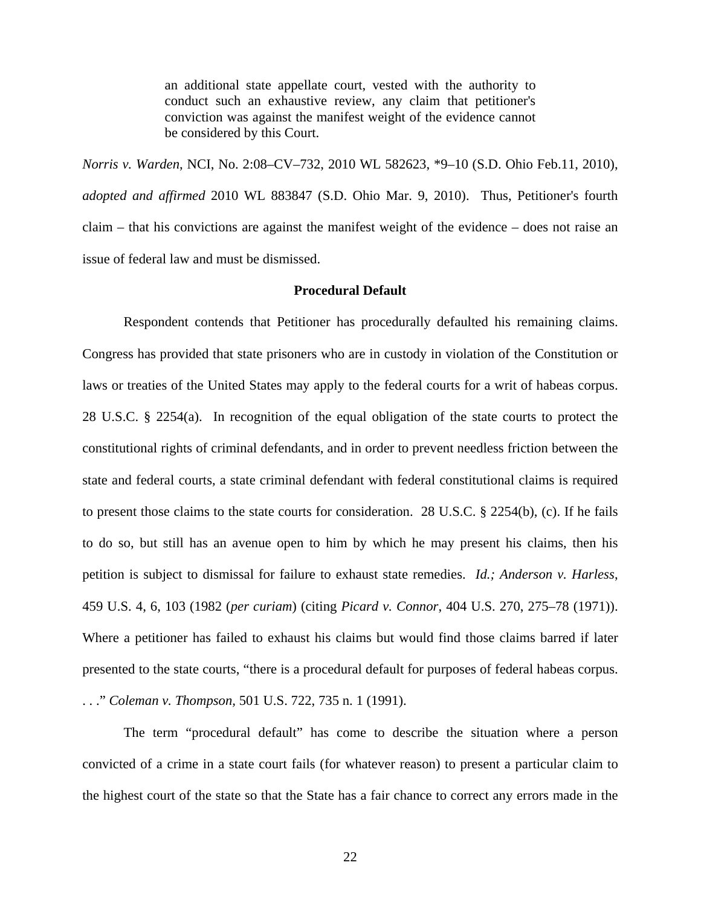> an additional state appellate court, vested with the authority to conduct such an exhaustive review, any claim that petitioner's conviction was against the manifest weight of the evidence cannot be considered by this Court.

*Norris v. Warden*, NCI, No. 2:08–CV–732, 2010 WL 582623, *9–10 (S.D. Ohio Feb.11, 2010), *adopted and affirmed* 2010 WL 883847 (S.D. Ohio Mar. 9, 2010). Thus, Petitioner's fourth claim – that his convictions are against the manifest weight of the evidence – does not raise an issue of federal law and must be dismissed.

**Procedural Default**

Respondent contends that Petitioner has procedurally defaulted his remaining claims. Congress has provided that state prisoners who are in custody in violation of the Constitution or laws or treaties of the United States may apply to the federal courts for a writ of habeas corpus. 28 U.S.C. § 2254(a). In recognition of the equal obligation of the state courts to protect the constitutional rights of criminal defendants, and in order to prevent needless friction between the state and federal courts, a state criminal defendant with federal constitutional claims is required to present those claims to the state courts for consideration. 28 U.S.C. § 2254(b), (c). If he fails to do so, but still has an avenue open to him by which he may present his claims, then his petition is subject to dismissal for failure to exhaust state remedies. *Id.; Anderson v. Harless*, 459 U.S. 4, 6, 103 (1982 (*per curiam*) (citing *Picard v. Connor*, 404 U.S. 270, 275–78 (1971)). Where a petitioner has failed to exhaust his claims but would find those claims barred if later presented to the state courts, "there is a procedural default for purposes of federal habeas corpus. . . ." *Coleman v. Thompson,* 501 U.S. 722, 735 n. 1 (1991).

The term "procedural default" has come to describe the situation where a person convicted of a crime in a state court fails (for whatever reason) to present a particular claim to the highest court of the state so that the State has a fair chance to correct any errors made in the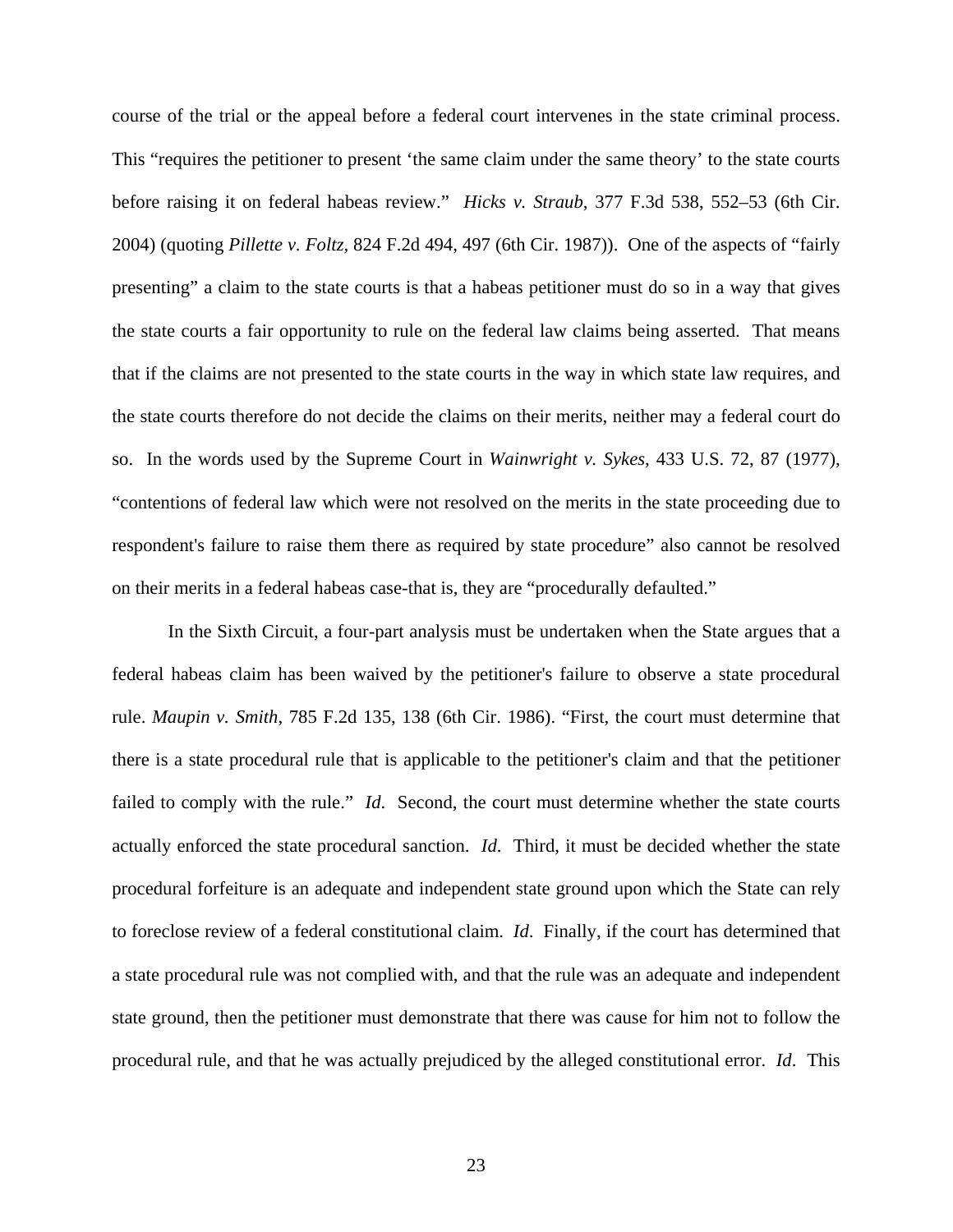course of the trial or the appeal before a federal court intervenes in the state criminal process. This "requires the petitioner to present 'the same claim under the same theory' to the state courts before raising it on federal habeas review." *Hicks v. Straub*, 377 F.3d 538, 552–53 (6th Cir. 2004) (quoting *Pillette v. Foltz*, 824 F.2d 494, 497 (6th Cir. 1987)). One of the aspects of "fairly presenting" a claim to the state courts is that a habeas petitioner must do so in a way that gives the state courts a fair opportunity to rule on the federal law claims being asserted. That means that if the claims are not presented to the state courts in the way in which state law requires, and the state courts therefore do not decide the claims on their merits, neither may a federal court do so. In the words used by the Supreme Court in *Wainwright v. Sykes*, 433 U.S. 72, 87 (1977), "contentions of federal law which were not resolved on the merits in the state proceeding due to respondent's failure to raise them there as required by state procedure" also cannot be resolved on their merits in a federal habeas case-that is, they are "procedurally defaulted."

In the Sixth Circuit, a four-part analysis must be undertaken when the State argues that a federal habeas claim has been waived by the petitioner's failure to observe a state procedural rule. *Maupin v. Smith*, 785 F.2d 135, 138 (6th Cir. 1986). "First, the court must determine that there is a state procedural rule that is applicable to the petitioner's claim and that the petitioner failed to comply with the rule." *Id*. Second, the court must determine whether the state courts actually enforced the state procedural sanction. *Id*. Third, it must be decided whether the state procedural forfeiture is an adequate and independent state ground upon which the State can rely to foreclose review of a federal constitutional claim. *Id*. Finally, if the court has determined that a state procedural rule was not complied with, and that the rule was an adequate and independent state ground, then the petitioner must demonstrate that there was cause for him not to follow the procedural rule, and that he was actually prejudiced by the alleged constitutional error. *Id*. This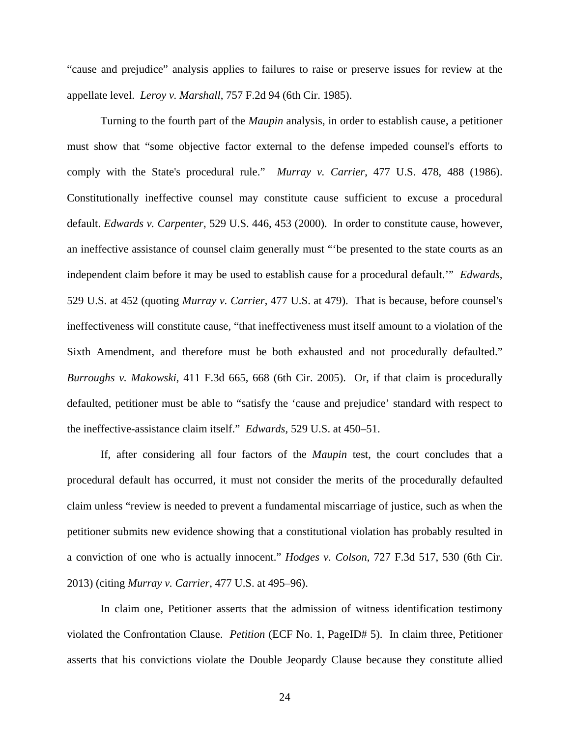"cause and prejudice" analysis applies to failures to raise or preserve issues for review at the appellate level. *Leroy v. Marshall*, 757 F.2d 94 (6th Cir. 1985).

Turning to the fourth part of the *Maupin* analysis, in order to establish cause, a petitioner must show that "some objective factor external to the defense impeded counsel's efforts to comply with the State's procedural rule." *Murray v. Carrier*, 477 U.S. 478, 488 (1986). Constitutionally ineffective counsel may constitute cause sufficient to excuse a procedural default. *Edwards v. Carpenter*, 529 U.S. 446, 453 (2000). In order to constitute cause, however, an ineffective assistance of counsel claim generally must "'be presented to the state courts as an independent claim before it may be used to establish cause for a procedural default.'" *Edwards*, 529 U.S. at 452 (quoting *Murray v. Carrier*, 477 U.S. at 479). That is because, before counsel's ineffectiveness will constitute cause, "that ineffectiveness must itself amount to a violation of the Sixth Amendment, and therefore must be both exhausted and not procedurally defaulted." *Burroughs v. Makowski*, 411 F.3d 665, 668 (6th Cir. 2005). Or, if that claim is procedurally defaulted, petitioner must be able to "satisfy the 'cause and prejudice' standard with respect to the ineffective-assistance claim itself." *Edwards*, 529 U.S. at 450–51.

If, after considering all four factors of the *Maupin* test, the court concludes that a procedural default has occurred, it must not consider the merits of the procedurally defaulted claim unless "review is needed to prevent a fundamental miscarriage of justice, such as when the petitioner submits new evidence showing that a constitutional violation has probably resulted in a conviction of one who is actually innocent." *Hodges v. Colson*, 727 F.3d 517, 530 (6th Cir. 2013) (citing *Murray v. Carrier*, 477 U.S. at 495–96).

In claim one, Petitioner asserts that the admission of witness identification testimony violated the Confrontation Clause. *Petition* (ECF No. 1, PageID# 5). In claim three, Petitioner asserts that his convictions violate the Double Jeopardy Clause because they constitute allied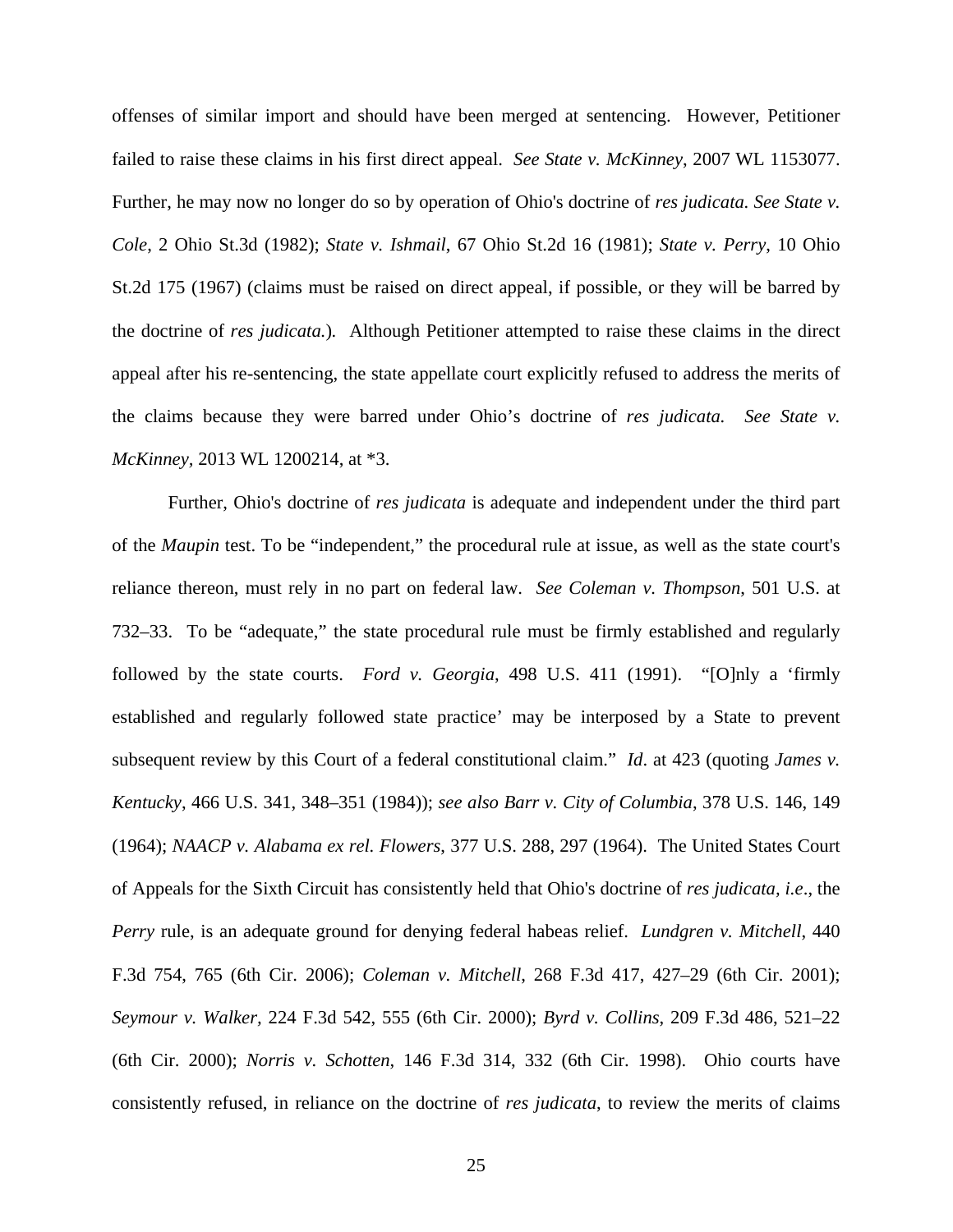offenses of similar import and should have been merged at sentencing. However, Petitioner failed to raise these claims in his first direct appeal. *See State v. McKinney*, 2007 WL 1153077. Further, he may now no longer do so by operation of Ohio's doctrine of *res judicata*. *See State v. Cole*, 2 Ohio St.3d (1982); *State v. Ishmail*, 67 Ohio St.2d 16 (1981); *State v. Perry*, 10 Ohio St.2d 175 (1967) (claims must be raised on direct appeal, if possible, or they will be barred by the doctrine of *res judicata.*). Although Petitioner attempted to raise these claims in the direct appeal after his re-sentencing, the state appellate court explicitly refused to address the merits of the claims because they were barred under Ohio's doctrine of *res judicata*. *See State v. McKinney*, 2013 WL 1200214, at *3.

Further, Ohio's doctrine of *res judicata* is adequate and independent under the third part of the *Maupin* test. To be "independent," the procedural rule at issue, as well as the state court's reliance thereon, must rely in no part on federal law. *See Coleman v. Thompson*, 501 U.S. at 732–33. To be "adequate," the state procedural rule must be firmly established and regularly followed by the state courts. *Ford v. Georgia*, 498 U.S. 411 (1991). "[O]nly a 'firmly established and regularly followed state practice' may be interposed by a State to prevent subsequent review by this Court of a federal constitutional claim." *Id*. at 423 (quoting *James v. Kentucky*, 466 U.S. 341, 348–351 (1984)); *see also Barr v. City of Columbia*, 378 U.S. 146, 149 (1964); *NAACP v. Alabama ex rel. Flowers*, 377 U.S. 288, 297 (1964). The United States Court of Appeals for the Sixth Circuit has consistently held that Ohio's doctrine of *res judicata, i.e*., the *Perry* rule, is an adequate ground for denying federal habeas relief. *Lundgren v. Mitchell*, 440 F.3d 754, 765 (6th Cir. 2006); *Coleman v. Mitchell*, 268 F.3d 417, 427–29 (6th Cir. 2001); *Seymour v. Walker*, 224 F.3d 542, 555 (6th Cir. 2000); *Byrd v. Collins*, 209 F.3d 486, 521–22 (6th Cir. 2000); *Norris v. Schotten*, 146 F.3d 314, 332 (6th Cir. 1998). Ohio courts have consistently refused, in reliance on the doctrine of *res judicata*, to review the merits of claims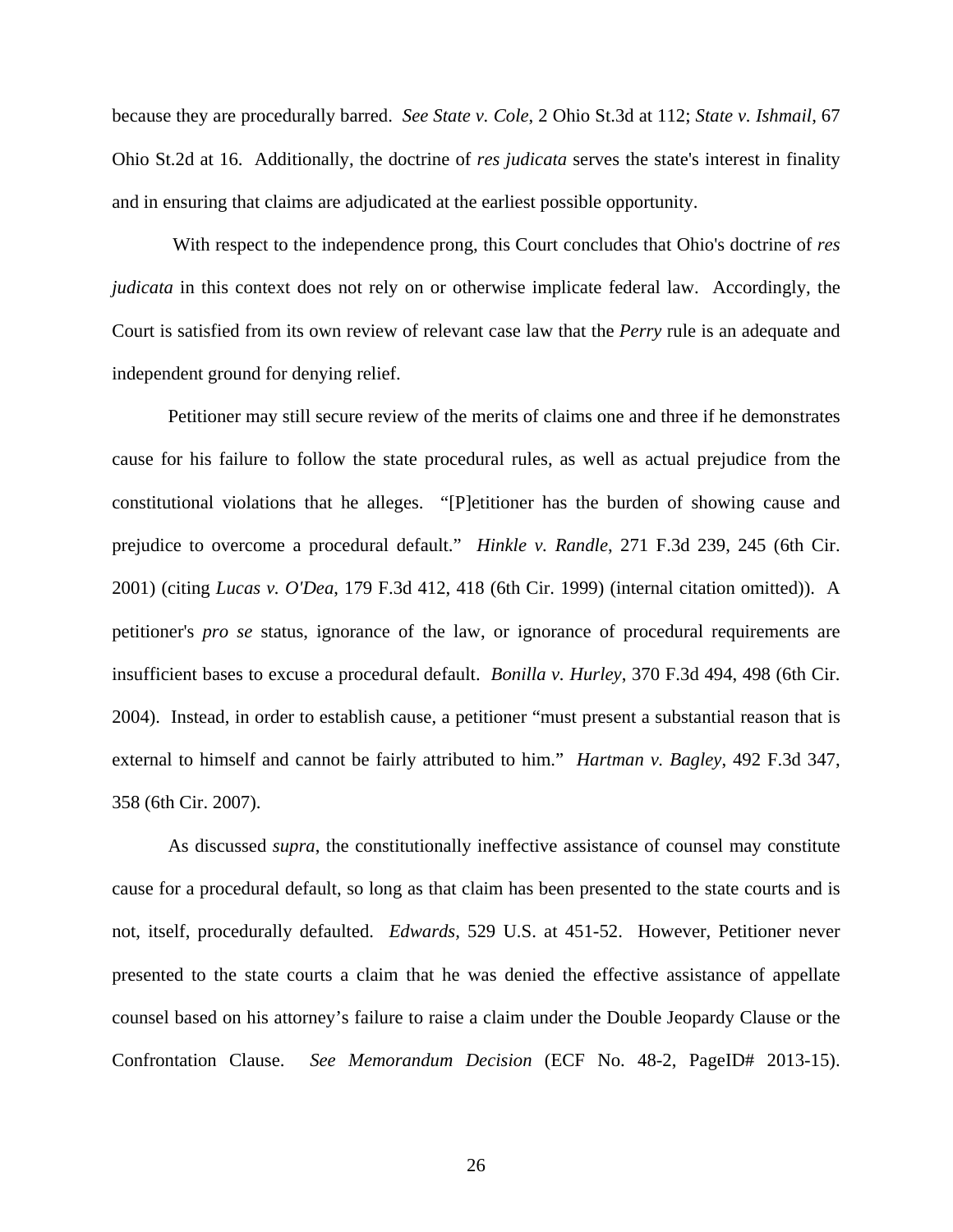because they are procedurally barred. *See State v. Cole*, 2 Ohio St.3d at 112; *State v. Ishmail*, 67 Ohio St.2d at 16. Additionally, the doctrine of *res judicata* serves the state's interest in finality and in ensuring that claims are adjudicated at the earliest possible opportunity.

With respect to the independence prong, this Court concludes that Ohio's doctrine of *res judicata* in this context does not rely on or otherwise implicate federal law. Accordingly, the Court is satisfied from its own review of relevant case law that the *Perry* rule is an adequate and independent ground for denying relief.

Petitioner may still secure review of the merits of claims one and three if he demonstrates cause for his failure to follow the state procedural rules, as well as actual prejudice from the constitutional violations that he alleges. "[P]etitioner has the burden of showing cause and prejudice to overcome a procedural default." *Hinkle v. Randle*, 271 F.3d 239, 245 (6th Cir. 2001) (citing *Lucas v. O'Dea*, 179 F.3d 412, 418 (6th Cir. 1999) (internal citation omitted)). A petitioner's *pro se* status, ignorance of the law, or ignorance of procedural requirements are insufficient bases to excuse a procedural default. *Bonilla v. Hurley*, 370 F.3d 494, 498 (6th Cir. 2004). Instead, in order to establish cause, a petitioner "must present a substantial reason that is external to himself and cannot be fairly attributed to him." *Hartman v. Bagley*, 492 F.3d 347, 358 (6th Cir. 2007).

As discussed *supra*, the constitutionally ineffective assistance of counsel may constitute cause for a procedural default, so long as that claim has been presented to the state courts and is not, itself, procedurally defaulted. *Edwards*, 529 U.S. at 451-52. However, Petitioner never presented to the state courts a claim that he was denied the effective assistance of appellate counsel based on his attorney's failure to raise a claim under the Double Jeopardy Clause or the Confrontation Clause. *See Memorandum Decision* (ECF No. 48-2, PageID# 2013-15).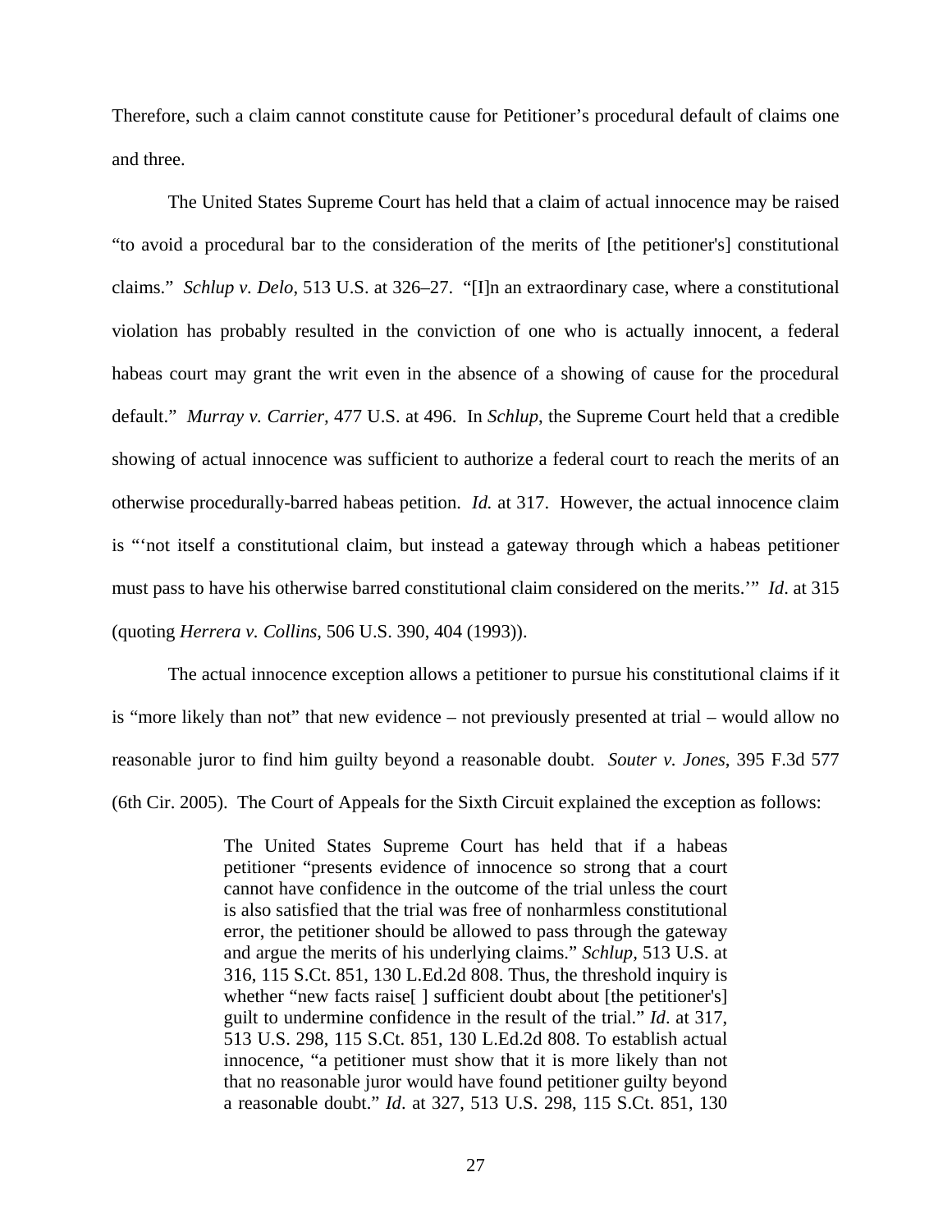Therefore, such a claim cannot constitute cause for Petitioner's procedural default of claims one and three.

The United States Supreme Court has held that a claim of actual innocence may be raised "to avoid a procedural bar to the consideration of the merits of [the petitioner's] constitutional claims." *Schlup v. Delo*, 513 U.S. at 326–27. "[I]n an extraordinary case, where a constitutional violation has probably resulted in the conviction of one who is actually innocent, a federal habeas court may grant the writ even in the absence of a showing of cause for the procedural default." *Murray v. Carrier*, 477 U.S. at 496. In *Schlup*, the Supreme Court held that a credible showing of actual innocence was sufficient to authorize a federal court to reach the merits of an otherwise procedurally-barred habeas petition. *Id.* at 317. However, the actual innocence claim is "'not itself a constitutional claim, but instead a gateway through which a habeas petitioner must pass to have his otherwise barred constitutional claim considered on the merits.'" *Id*. at 315 (quoting *Herrera v. Collins*, 506 U.S. 390, 404 (1993)).

The actual innocence exception allows a petitioner to pursue his constitutional claims if it is "more likely than not" that new evidence – not previously presented at trial – would allow no reasonable juror to find him guilty beyond a reasonable doubt. *Souter v. Jones*, 395 F.3d 577 (6th Cir. 2005). The Court of Appeals for the Sixth Circuit explained the exception as follows:

> The United States Supreme Court has held that if a habeas petitioner "presents evidence of innocence so strong that a court cannot have confidence in the outcome of the trial unless the court is also satisfied that the trial was free of nonharmless constitutional error, the petitioner should be allowed to pass through the gateway and argue the merits of his underlying claims." *Schlup,* 513 U.S. at 316, 115 S.Ct. 851, 130 L.Ed.2d 808. Thus, the threshold inquiry is whether "new facts raise[ ] sufficient doubt about [the petitioner's] guilt to undermine confidence in the result of the trial." *Id*. at 317, 513 U.S. 298, 115 S.Ct. 851, 130 L.Ed.2d 808. To establish actual innocence, "a petitioner must show that it is more likely than not that no reasonable juror would have found petitioner guilty beyond a reasonable doubt." *Id*. at 327, 513 U.S. 298, 115 S.Ct. 851, 130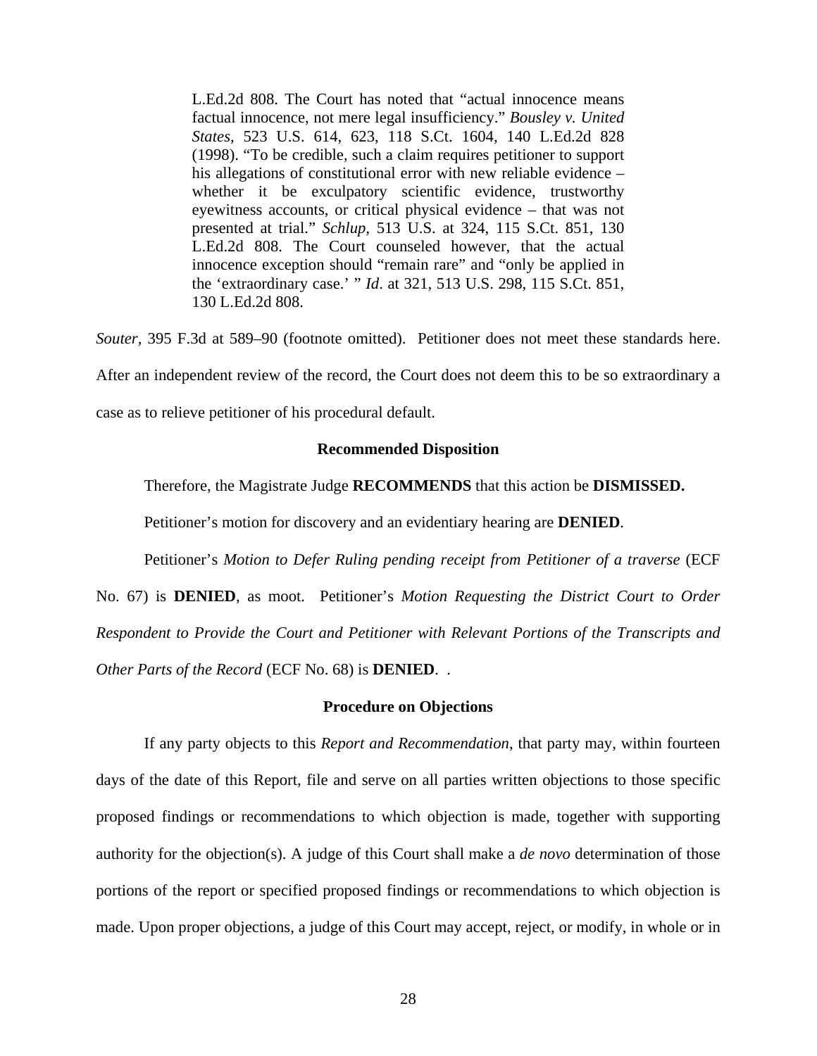> L.Ed.2d 808. The Court has noted that "actual innocence means factual innocence, not mere legal insufficiency." *Bousley v. United States,* 523 U.S. 614, 623, 118 S.Ct. 1604, 140 L.Ed.2d 828 (1998). "To be credible, such a claim requires petitioner to support his allegations of constitutional error with new reliable evidence – whether it be exculpatory scientific evidence, trustworthy eyewitness accounts, or critical physical evidence – that was not presented at trial." *Schlup,* 513 U.S. at 324, 115 S.Ct. 851, 130 L.Ed.2d 808. The Court counseled however, that the actual innocence exception should "remain rare" and "only be applied in the 'extraordinary case.' " *Id*. at 321, 513 U.S. 298, 115 S.Ct. 851, 130 L.Ed.2d 808.

*Souter*, 395 F.3d at 589–90 (footnote omitted). Petitioner does not meet these standards here. After an independent review of the record, the Court does not deem this to be so extraordinary a case as to relieve petitioner of his procedural default.

## Recommended Disposition

Therefore, the Magistrate Judge **RECOMMENDS** that this action be **DISMISSED.**

Petitioner's motion for discovery and an evidentiary hearing are **DENIED**.

Petitioner's *Motion to Defer Ruling pending receipt from Petitioner of a traverse* (ECF No. 67) is **DENIED**, as moot. Petitioner's *Motion Requesting the District Court to Order Respondent to Provide the Court and Petitioner with Relevant Portions of the Transcripts and Other Parts of the Record* (ECF No. 68) is **DENIED**. .

## Procedure on Objections

If any party objects to this *Report and Recommendation*, that party may, within fourteen days of the date of this Report, file and serve on all parties written objections to those specific proposed findings or recommendations to which objection is made, together with supporting authority for the objection(s). A judge of this Court shall make a *de novo* determination of those portions of the report or specified proposed findings or recommendations to which objection is made. Upon proper objections, a judge of this Court may accept, reject, or modify, in whole or in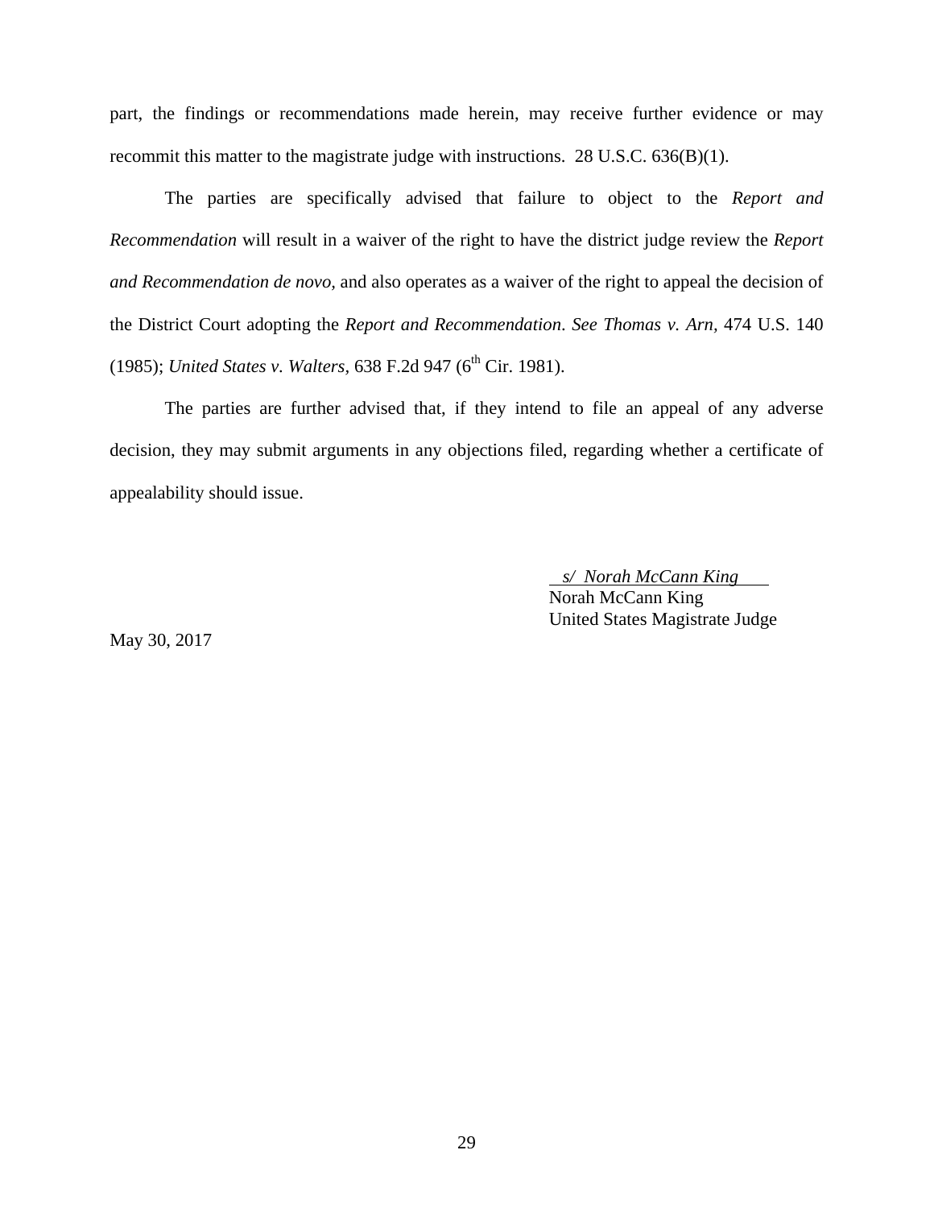part, the findings or recommendations made herein, may receive further evidence or may recommit this matter to the magistrate judge with instructions. 28 U.S.C. 636(B)(1).

The parties are specifically advised that failure to object to the *Report and Recommendation* will result in a waiver of the right to have the district judge review the *Report and Recommendation de novo*, and also operates as a waiver of the right to appeal the decision of the District Court adopting the *Report and Recommendation*. *See Thomas v. Arn*, 474 U.S. 140 (1985); *United States v. Walters*, 638 F.2d 947 (6th Cir. 1981).

The parties are further advised that, if they intend to file an appeal of any adverse decision, they may submit arguments in any objections filed, regarding whether a certificate of appealability should issue.

*s/ Norah McCann King*
Norah McCann King
United States Magistrate Judge

May 30, 2017